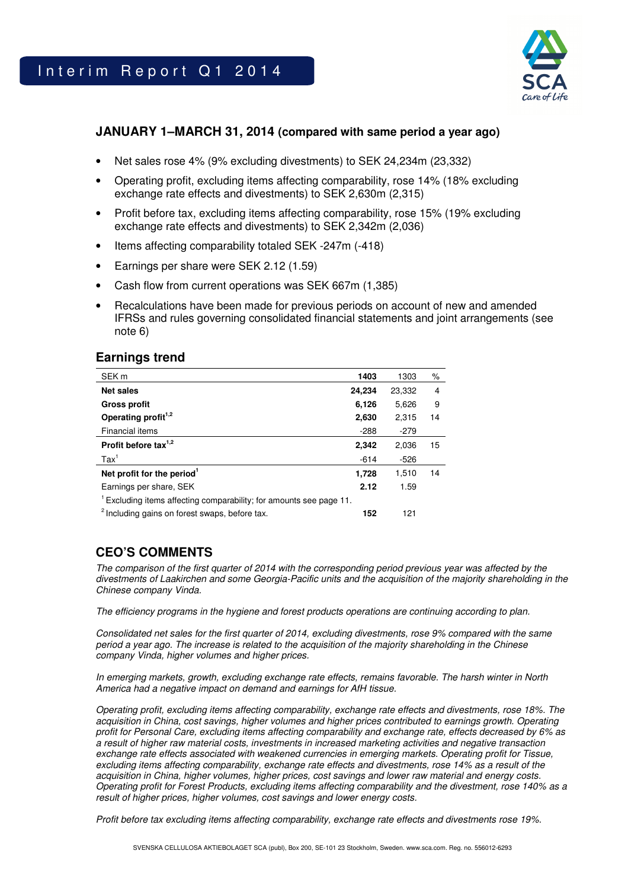# Interim Report Q1 2014

## JANUARY 1–MARCH 31, 2014 (compared with same period a year ago)

- Net sales rose 4% (9% excluding divestments) to SEK 24,234m (23,332)
- Operating profit, excluding items affecting comparability, rose 14% (18% excluding exchange rate effects and divestments) to SEK 2,630m (2,315)
- Profit before tax, excluding items affecting comparability, rose 15% (19% excluding exchange rate effects and divestments) to SEK 2,342m (2,036)
- Items affecting comparability totaled SEK -247m (-418)
- Earnings per share were SEK 2.12 (1.59)
- Cash flow from current operations was SEK 667m (1,385)
- Recalculations have been made for previous periods on account of new and amended IFRSs and rules governing consolidated financial statements and joint arrangements (see note 6)

## Earnings trend

| SEK m | 1403 | 1303 | % |
|---|---|---|---|
| **Net sales** | **24,234** | 23,332 | 4 |
| **Gross profit** | **6,126** | 5,626 | 9 |
| **Operating profit**[1,2] | **2,630** | 2,315 | 14 |
| Financial items | -288 | -279 | |
| **Profit before tax**[1,2] | **2,342** | 2,036 | 15 |
| Tax[1] | -614 | -526 | |
| **Net profit for the period**[1] | **1,728** | 1,510 | 14 |
| Earnings per share, SEK | **2.12** | 1.59 | |
| [1] Excluding items affecting comparability; for amounts see page 11. | | | |
| [2] Including gains on forest swaps, before tax. | **152** | 121 | |

## CEO'S COMMENTS

*The comparison of the first quarter of 2014 with the corresponding period previous year was affected by the divestments of Laakirchen and some Georgia-Pacific units and the acquisition of the majority shareholding in the Chinese company Vinda.*

*The efficiency programs in the hygiene and forest products operations are continuing according to plan.*

*Consolidated net sales for the first quarter of 2014, excluding divestments, rose 9% compared with the same period a year ago. The increase is related to the acquisition of the majority shareholding in the Chinese company Vinda, higher volumes and higher prices.*

*In emerging markets, growth, excluding exchange rate effects, remains favorable. The harsh winter in North America had a negative impact on demand and earnings for AfH tissue.*

*Operating profit, excluding items affecting comparability, exchange rate effects and divestments, rose 18%. The acquisition in China, cost savings, higher volumes and higher prices contributed to earnings growth. Operating profit for Personal Care, excluding items affecting comparability and exchange rate, effects decreased by 6% as a result of higher raw material costs, investments in increased marketing activities and negative transaction exchange rate effects associated with weakened currencies in emerging markets. Operating profit for Tissue, excluding items affecting comparability, exchange rate effects and divestments, rose 14% as a result of the acquisition in China, higher volumes, higher prices, cost savings and lower raw material and energy costs. Operating profit for Forest Products, excluding items affecting comparability and the divestment, rose 140% as a result of higher prices, higher volumes, cost savings and lower energy costs.*

*Profit before tax excluding items affecting comparability, exchange rate effects and divestments rose 19%.*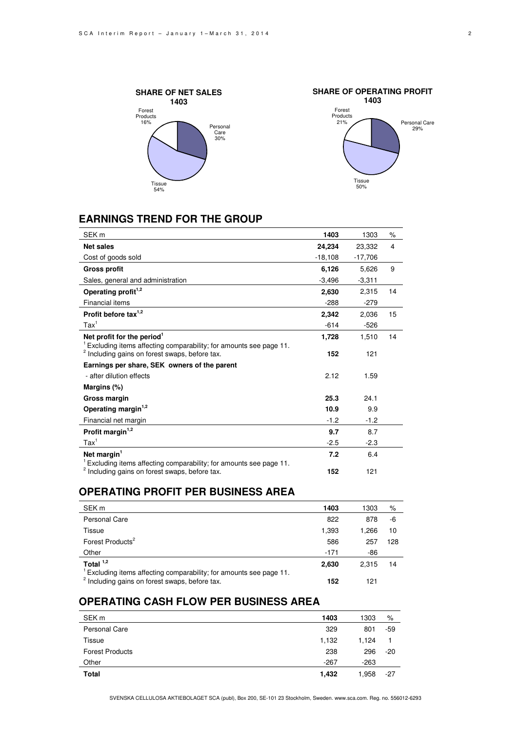**SHARE OF NET SALES 1403**

Forest Products 16%, Personal Care 30%, Tissue 54%

**SHARE OF OPERATING PROFIT 1403**

Forest Products 21%, Personal Care 29%, Tissue 50%

## EARNINGS TREND FOR THE GROUP

| SEK m | 1403 | 1303 | % |
|---|---|---|---|
| **Net sales** | **24,234** | 23,332 | 4 |
| Cost of goods sold | -18,108 | -17,706 | |
| **Gross profit** | **6,126** | 5,626 | 9 |
| Sales, general and administration | -3,496 | -3,311 | |
| **Operating profit[1,2]** | **2,630** | 2,315 | 14 |
| Financial items | -288 | -279 | |
| **Profit before tax[1,2]** | **2,342** | 2,036 | 15 |
| Tax[1] | -614 | -526 | |
| **Net profit for the period[1]** | **1,728** | 1,510 | 14 |
| [1] Excluding items affecting comparability; for amounts see page 11. | | | |
| [2] Including gains on forest swaps, before tax. | **152** | 121 | |
| **Earnings per share, SEK owners of the parent** | | | |
| - after dilution effects | 2.12 | 1.59 | |
| **Margins (%)** | | | |
| **Gross margin** | **25.3** | 24.1 | |
| **Operating margin[1,2]** | **10.9** | 9.9 | |
| Financial net margin | -1.2 | -1.2 | |
| **Profit margin[1,2]** | **9.7** | 8.7 | |
| Tax[1] | -2.5 | -2.3 | |
| **Net margin[1]** | **7.2** | 6.4 | |
| [1] Excluding items affecting comparability; for amounts see page 11. | | | |
| [2] Including gains on forest swaps, before tax. | **152** | 121 | |

## OPERATING PROFIT PER BUSINESS AREA

| SEK m | 1403 | 1303 | % |
|---|---|---|---|
| Personal Care | 822 | 878 | -6 |
| Tissue | 1,393 | 1,266 | 10 |
| Forest Products[2] | 586 | 257 | 128 |
| Other | -171 | -86 | |
| **Total [1,2]** | **2,630** | 2,315 | 14 |
| [1] Excluding items affecting comparability; for amounts see page 11. | | | |
| [2] Including gains on forest swaps, before tax. | **152** | 121 | |

## OPERATING CASH FLOW PER BUSINESS AREA

| SEK m | 1403 | 1303 | % |
|---|---|---|---|
| Personal Care | 329 | 801 | -59 |
| Tissue | 1,132 | 1,124 | 1 |
| Forest Products | 238 | 296 | -20 |
| Other | -267 | -263 | |
| **Total** | **1,432** | 1,958 | -27 |

SVENSKA CELLULOSA AKTIEBOLAGET SCA (publ), Box 200, SE-101 23 Stockholm, Sweden. www.sca.com. Reg. no. 556012-6293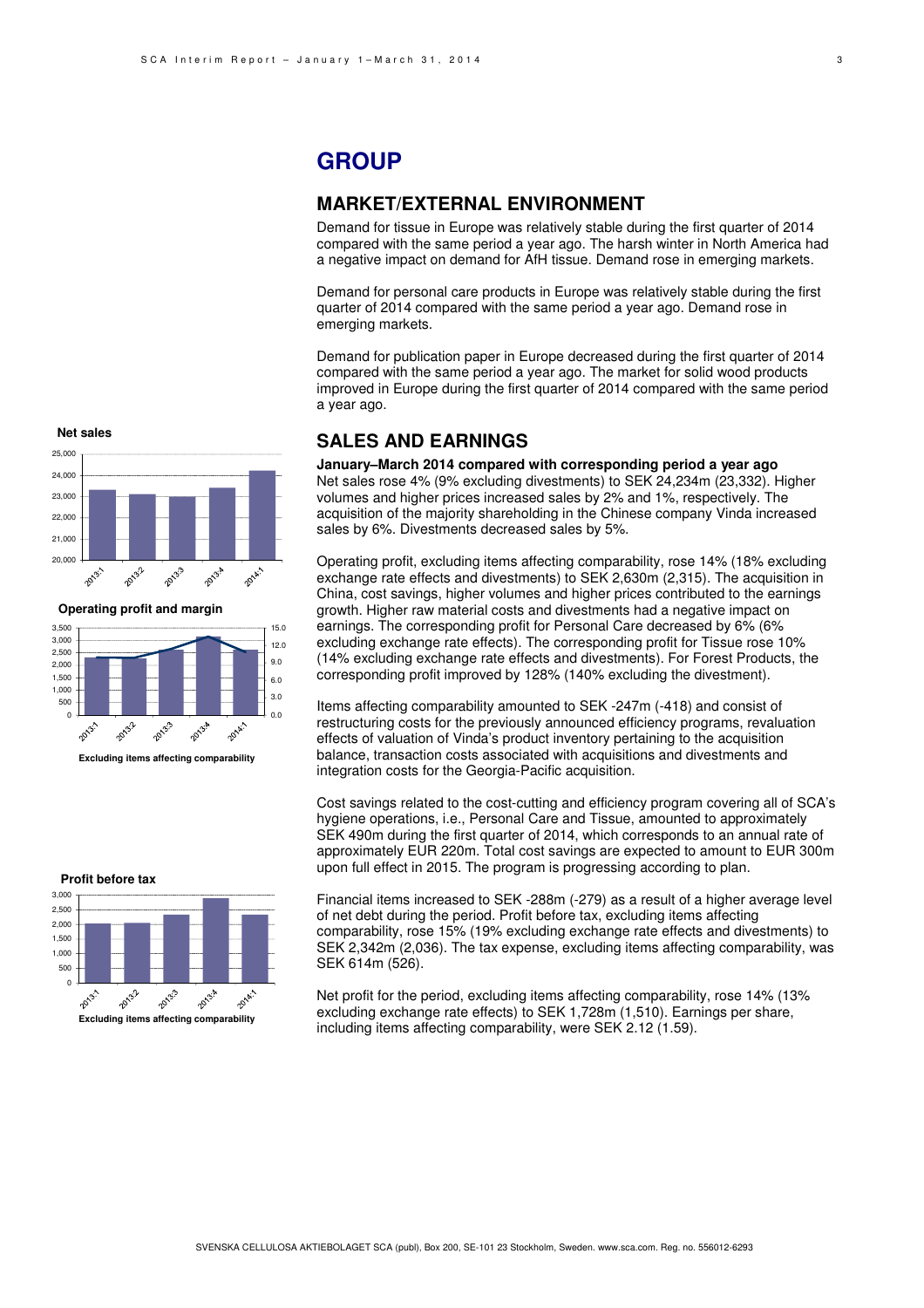# GROUP

## MARKET/EXTERNAL ENVIRONMENT

Demand for tissue in Europe was relatively stable during the first quarter of 2014 compared with the same period a year ago. The harsh winter in North America had a negative impact on demand for AfH tissue. Demand rose in emerging markets.

Demand for personal care products in Europe was relatively stable during the first quarter of 2014 compared with the same period a year ago. Demand rose in emerging markets.

Demand for publication paper in Europe decreased during the first quarter of 2014 compared with the same period a year ago. The market for solid wood products improved in Europe during the first quarter of 2014 compared with the same period a year ago.

## SALES AND EARNINGS

**January–March 2014 compared with corresponding period a year ago**

Net sales rose 4% (9% excluding divestments) to SEK 24,234m (23,332). Higher volumes and higher prices increased sales by 2% and 1%, respectively. The acquisition of the majority shareholding in the Chinese company Vinda increased sales by 6%. Divestments decreased sales by 5%.

Operating profit, excluding items affecting comparability, rose 14% (18% excluding exchange rate effects and divestments) to SEK 2,630m (2,315). The acquisition in China, cost savings, higher volumes and higher prices contributed to the earnings growth. Higher raw material costs and divestments had a negative impact on earnings. The corresponding profit for Personal Care decreased by 6% (6% excluding exchange rate effects). The corresponding profit for Tissue rose 10% (14% excluding exchange rate effects and divestments). For Forest Products, the corresponding profit improved by 128% (140% excluding the divestment).

Items affecting comparability amounted to SEK -247m (-418) and consist of restructuring costs for the previously announced efficiency programs, revaluation effects of valuation of Vinda's product inventory pertaining to the acquisition balance, transaction costs associated with acquisitions and divestments and integration costs for the Georgia-Pacific acquisition.

Cost savings related to the cost-cutting and efficiency program covering all of SCA's hygiene operations, i.e., Personal Care and Tissue, amounted to approximately SEK 490m during the first quarter of 2014, which corresponds to an annual rate of approximately EUR 220m. Total cost savings are expected to amount to EUR 300m upon full effect in 2015. The program is progressing according to plan.

Financial items increased to SEK -288m (-279) as a result of a higher average level of net debt during the period. Profit before tax, excluding items affecting comparability, rose 15% (19% excluding exchange rate effects and divestments) to SEK 2,342m (2,036). The tax expense, excluding items affecting comparability, was SEK 614m (526).

Net profit for the period, excluding items affecting comparability, rose 14% (13% excluding exchange rate effects) to SEK 1,728m (1,510). Earnings per share, including items affecting comparability, were SEK 2.12 (1.59).

**Net sales**

**Operating profit and margin**

Excluding items affecting comparability

**Profit before tax**

Excluding items affecting comparability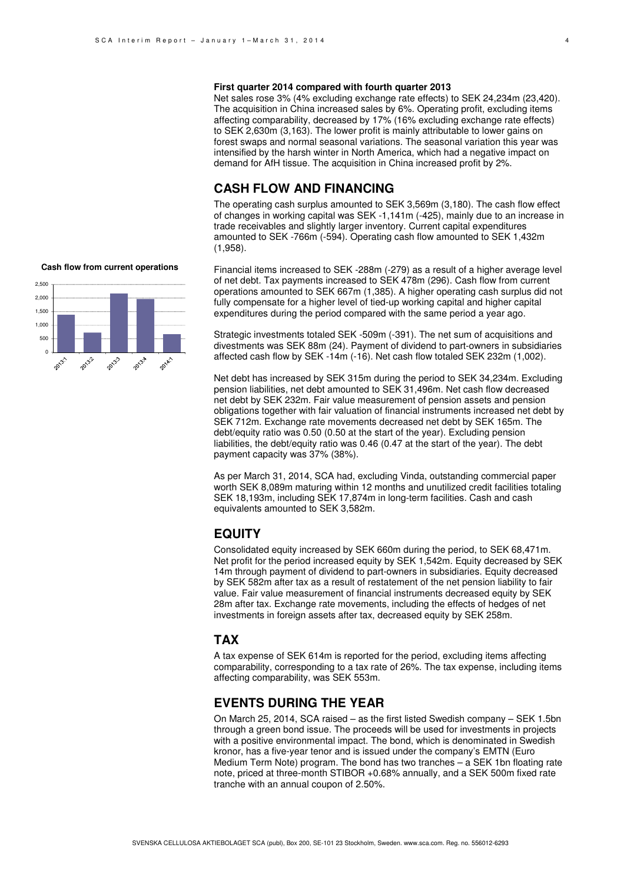**First quarter 2014 compared with fourth quarter 2013**

Net sales rose 3% (4% excluding exchange rate effects) to SEK 24,234m (23,420). The acquisition in China increased sales by 6%. Operating profit, excluding items affecting comparability, decreased by 17% (16% excluding exchange rate effects) to SEK 2,630m (3,163). The lower profit is mainly attributable to lower gains on forest swaps and normal seasonal variations. The seasonal variation this year was intensified by the harsh winter in North America, which had a negative impact on demand for AfH tissue. The acquisition in China increased profit by 2%.

## CASH FLOW AND FINANCING

The operating cash surplus amounted to SEK 3,569m (3,180). The cash flow effect of changes in working capital was SEK -1,141m (-425), mainly due to an increase in trade receivables and slightly larger inventory. Current capital expenditures amounted to SEK -766m (-594). Operating cash flow amounted to SEK 1,432m (1,958).

**Cash flow from current operations**

Financial items increased to SEK -288m (-279) as a result of a higher average level of net debt. Tax payments increased to SEK 478m (296). Cash flow from current operations amounted to SEK 667m (1,385). A higher operating cash surplus did not fully compensate for a higher level of tied-up working capital and higher capital expenditures during the period compared with the same period a year ago.

Strategic investments totaled SEK -509m (-391). The net sum of acquisitions and divestments was SEK 88m (24). Payment of dividend to part-owners in subsidiaries affected cash flow by SEK -14m (-16). Net cash flow totaled SEK 232m (1,002).

Net debt has increased by SEK 315m during the period to SEK 34,234m. Excluding pension liabilities, net debt amounted to SEK 31,496m. Net cash flow decreased net debt by SEK 232m. Fair value measurement of pension assets and pension obligations together with fair valuation of financial instruments increased net debt by SEK 712m. Exchange rate movements decreased net debt by SEK 165m. The debt/equity ratio was 0.50 (0.50 at the start of the year). Excluding pension liabilities, the debt/equity ratio was 0.46 (0.47 at the start of the year). The debt payment capacity was 37% (38%).

As per March 31, 2014, SCA had, excluding Vinda, outstanding commercial paper worth SEK 8,089m maturing within 12 months and unutilized credit facilities totaling SEK 18,193m, including SEK 17,874m in long-term facilities. Cash and cash equivalents amounted to SEK 3,582m.

## EQUITY

Consolidated equity increased by SEK 660m during the period, to SEK 68,471m. Net profit for the period increased equity by SEK 1,542m. Equity decreased by SEK 14m through payment of dividend to part-owners in subsidiaries. Equity decreased by SEK 582m after tax as a result of restatement of the net pension liability to fair value. Fair value measurement of financial instruments decreased equity by SEK 28m after tax. Exchange rate movements, including the effects of hedges of net investments in foreign assets after tax, decreased equity by SEK 258m.

## TAX

A tax expense of SEK 614m is reported for the period, excluding items affecting comparability, corresponding to a tax rate of 26%. The tax expense, including items affecting comparability, was SEK 553m.

## EVENTS DURING THE YEAR

On March 25, 2014, SCA raised – as the first listed Swedish company – SEK 1.5bn through a green bond issue. The proceeds will be used for investments in projects with a positive environmental impact. The bond, which is denominated in Swedish kronor, has a five-year tenor and is issued under the company's EMTN (Euro Medium Term Note) program. The bond has two tranches – a SEK 1bn floating rate note, priced at three-month STIBOR +0.68% annually, and a SEK 500m fixed rate tranche with an annual coupon of 2.50%.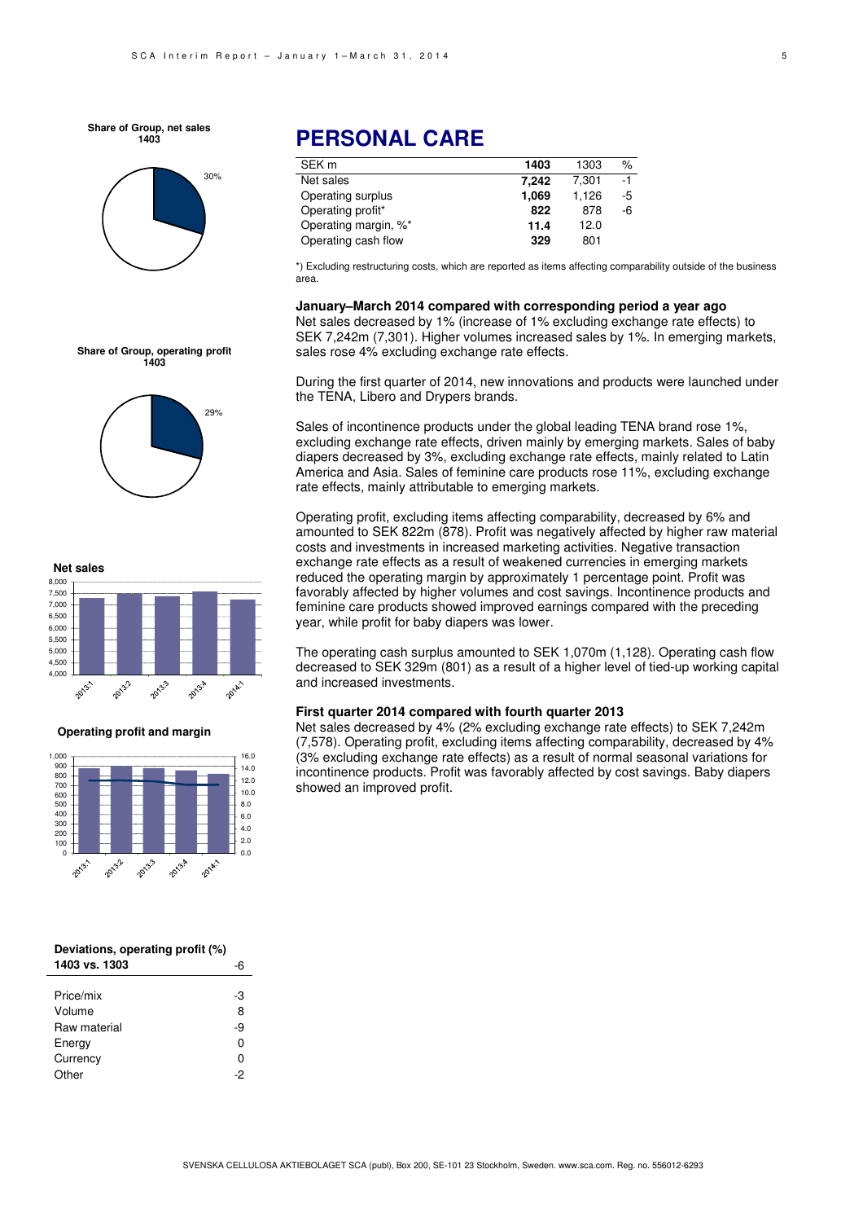## PERSONAL CARE

| SEK m | 1403 | 1303 | % |
|---|---|---|---|
| Net sales | **7,242** | 7,301 | -1 |
| Operating surplus | **1,069** | 1,126 | -5 |
| Operating profit* | **822** | 878 | -6 |
| Operating margin, %* | **11.4** | 12.0 | |
| Operating cash flow | **329** | 801 | |

*) Excluding restructuring costs, which are reported as items affecting comparability outside of the business area.

**Share of Group, net sales 1403**

30%

**Share of Group, operating profit 1403**

29%

**Net sales**

**Operating profit and margin**

**January–March 2014 compared with corresponding period a year ago**

Net sales decreased by 1% (increase of 1% excluding exchange rate effects) to SEK 7,242m (7,301). Higher volumes increased sales by 1%. In emerging markets, sales rose 4% excluding exchange rate effects.

During the first quarter of 2014, new innovations and products were launched under the TENA, Libero and Drypers brands.

Sales of incontinence products under the global leading TENA brand rose 1%, excluding exchange rate effects, driven mainly by emerging markets. Sales of baby diapers decreased by 3%, excluding exchange rate effects, mainly related to Latin America and Asia. Sales of feminine care products rose 11%, excluding exchange rate effects, mainly attributable to emerging markets.

Operating profit, excluding items affecting comparability, decreased by 6% and amounted to SEK 822m (878). Profit was negatively affected by higher raw material costs and investments in increased marketing activities. Negative transaction exchange rate effects as a result of weakened currencies in emerging markets reduced the operating margin by approximately 1 percentage point. Profit was favorably affected by higher volumes and cost savings. Incontinence products and feminine care products showed improved earnings compared with the preceding year, while profit for baby diapers was lower.

The operating cash surplus amounted to SEK 1,070m (1,128). Operating cash flow decreased to SEK 329m (801) as a result of a higher level of tied-up working capital and increased investments.

**First quarter 2014 compared with fourth quarter 2013**

Net sales decreased by 4% (2% excluding exchange rate effects) to SEK 7,242m (7,578). Operating profit, excluding items affecting comparability, decreased by 4% (3% excluding exchange rate effects) as a result of normal seasonal variations for incontinence products. Profit was favorably affected by cost savings. Baby diapers showed an improved profit.

| **Deviations, operating profit (%) 1403 vs. 1303** | -6 |
|---|---|
| Price/mix | -3 |
| Volume | 8 |
| Raw material | -9 |
| Energy | 0 |
| Currency | 0 |
| Other | -2 |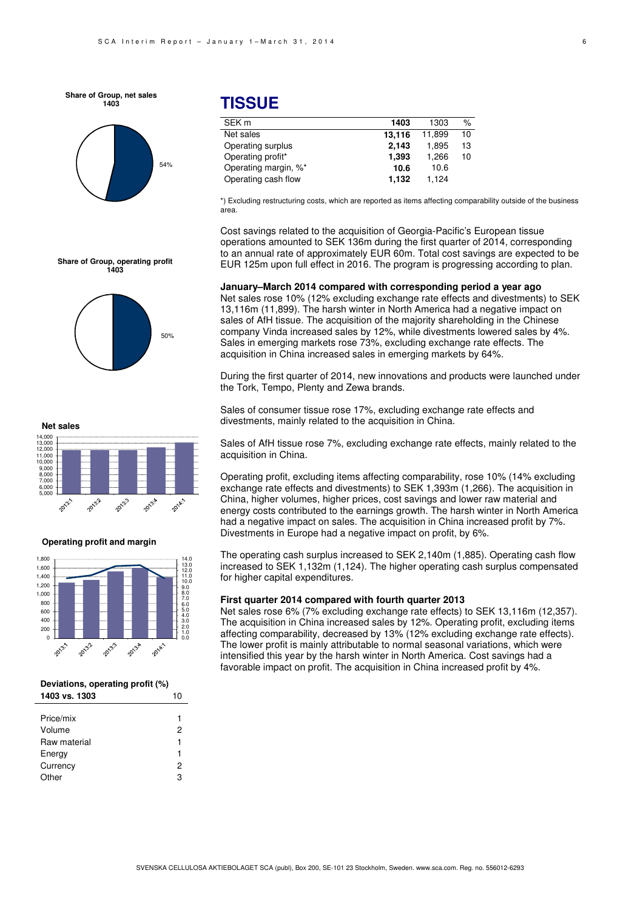# TISSUE

| SEK m | **1403** | 1303 | % |
|---|---|---|---|
| Net sales | **13,116** | 11,899 | 10 |
| Operating surplus | **2,143** | 1,895 | 13 |
| Operating profit* | **1,393** | 1,266 | 10 |
| Operating margin, %* | **10.6** | 10.6 | |
| Operating cash flow | **1,132** | 1,124 | |

*) Excluding restructuring costs, which are reported as items affecting comparability outside of the business area.

Cost savings related to the acquisition of Georgia-Pacific's European tissue operations amounted to SEK 136m during the first quarter of 2014, corresponding to an annual rate of approximately EUR 60m. Total cost savings are expected to be EUR 125m upon full effect in 2016. The program is progressing according to plan.

**January–March 2014 compared with corresponding period a year ago**

Net sales rose 10% (12% excluding exchange rate effects and divestments) to SEK 13,116m (11,899). The harsh winter in North America had a negative impact on sales of AfH tissue. The acquisition of the majority shareholding in the Chinese company Vinda increased sales by 12%, while divestments lowered sales by 4%. Sales in emerging markets rose 73%, excluding exchange rate effects. The acquisition in China increased sales in emerging markets by 64%.

During the first quarter of 2014, new innovations and products were launched under the Tork, Tempo, Plenty and Zewa brands.

Sales of consumer tissue rose 17%, excluding exchange rate effects and divestments, mainly related to the acquisition in China.

Sales of AfH tissue rose 7%, excluding exchange rate effects, mainly related to the acquisition in China.

Operating profit, excluding items affecting comparability, rose 10% (14% excluding exchange rate effects and divestments) to SEK 1,393m (1,266). The acquisition in China, higher volumes, higher prices, cost savings and lower raw material and energy costs contributed to the earnings growth. The harsh winter in North America had a negative impact on sales. The acquisition in China increased profit by 7%. Divestments in Europe had a negative impact on profit, by 6%.

The operating cash surplus increased to SEK 2,140m (1,885). Operating cash flow increased to SEK 1,132m (1,124). The higher operating cash surplus compensated for higher capital expenditures.

**First quarter 2014 compared with fourth quarter 2013**

Net sales rose 6% (7% excluding exchange rate effects) to SEK 13,116m (12,357). The acquisition in China increased sales by 12%. Operating profit, excluding items affecting comparability, decreased by 13% (12% excluding exchange rate effects). The lower profit is mainly attributable to normal seasonal variations, which were intensified this year by the harsh winter in North America. Cost savings had a favorable impact on profit. The acquisition in China increased profit by 4%.

**Share of Group, net sales 1403**

54%

**Share of Group, operating profit 1403**

50%

**Net sales**

**Operating profit and margin**

**Deviations, operating profit (%)**

| 1403 vs. 1303 | 10 |
|---|---|
| Price/mix | 1 |
| Volume | 2 |
| Raw material | 1 |
| Energy | 1 |
| Currency | 2 |
| Other | 3 |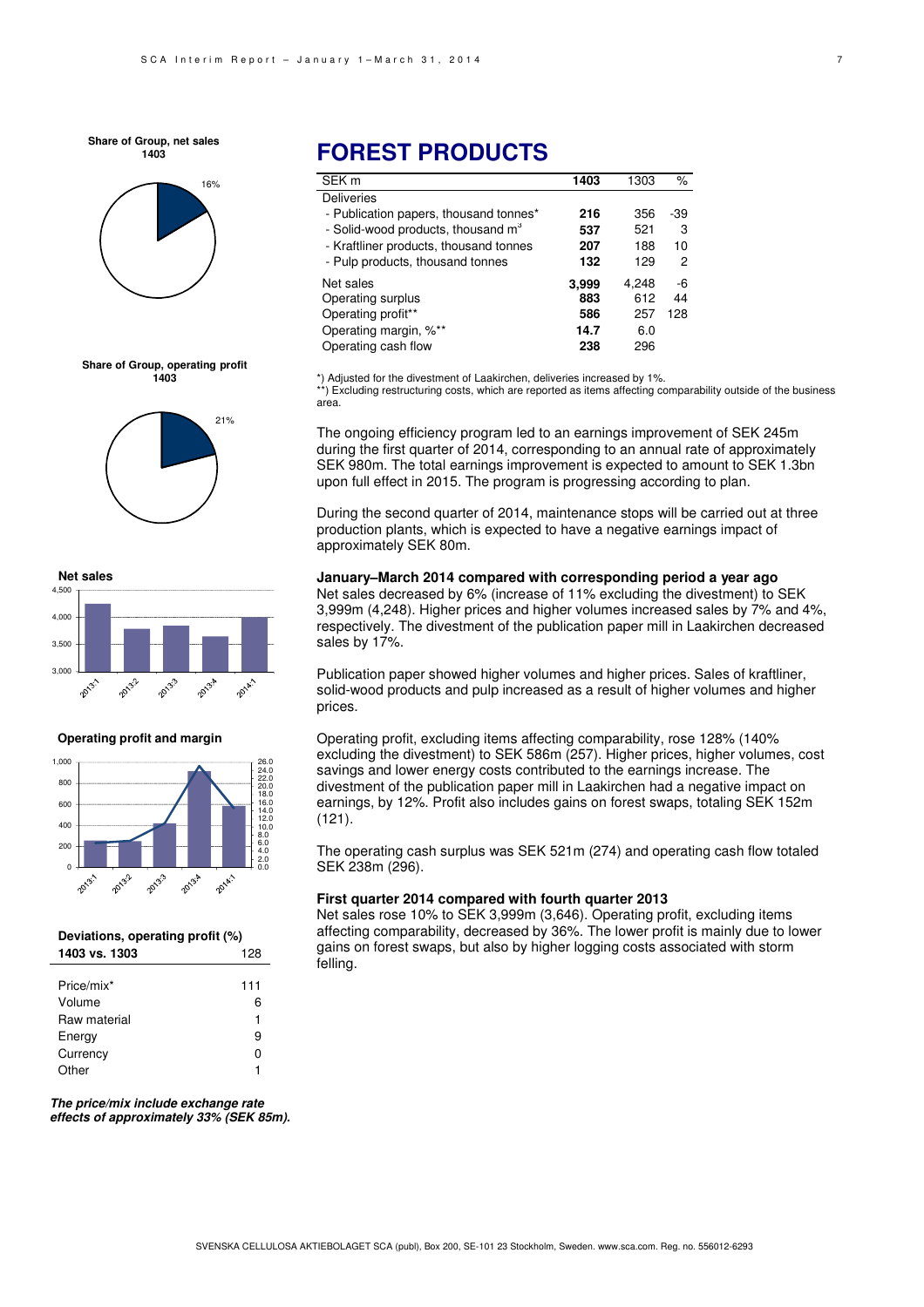# FOREST PRODUCTS

| SEK m | 1403 | 1303 | % |
|---|---|---|---|
| Deliveries | | | |
| - Publication papers, thousand tonnes* | **216** | 356 | -39 |
| - Solid-wood products, thousand $m^3$ | **537** | 521 | 3 |
| - Kraftliner products, thousand tonnes | **207** | 188 | 10 |
| - Pulp products, thousand tonnes | **132** | 129 | 2 |
| Net sales | **3,999** | 4,248 | -6 |
| Operating surplus | **883** | 612 | 44 |
| Operating profit** | **586** | 257 | 128 |
| Operating margin, %** | **14.7** | 6.0 | |
| Operating cash flow | **238** | 296 | |

*) Adjusted for the divestment of Laakirchen, deliveries increased by 1%.
**) Excluding restructuring costs, which are reported as items affecting comparability outside of the business area.

The ongoing efficiency program led to an earnings improvement of SEK 245m during the first quarter of 2014, corresponding to an annual rate of approximately SEK 980m. The total earnings improvement is expected to amount to SEK 1.3bn upon full effect in 2015. The program is progressing according to plan.

During the second quarter of 2014, maintenance stops will be carried out at three production plants, which is expected to have a negative earnings impact of approximately SEK 80m.

### January–March 2014 compared with corresponding period a year ago

Net sales decreased by 6% (increase of 11% excluding the divestment) to SEK 3,999m (4,248). Higher prices and higher volumes increased sales by 7% and 4%, respectively. The divestment of the publication paper mill in Laakirchen decreased sales by 17%.

Publication paper showed higher volumes and higher prices. Sales of kraftliner, solid-wood products and pulp increased as a result of higher volumes and higher prices.

Operating profit, excluding items affecting comparability, rose 128% (140% excluding the divestment) to SEK 586m (257). Higher prices, higher volumes, cost savings and lower energy costs contributed to the earnings increase. The divestment of the publication paper mill in Laakirchen had a negative impact on earnings, by 12%. Profit also includes gains on forest swaps, totaling SEK 152m (121).

The operating cash surplus was SEK 521m (274) and operating cash flow totaled SEK 238m (296).

### First quarter 2014 compared with fourth quarter 2013

Net sales rose 10% to SEK 3,999m (3,646). Operating profit, excluding items affecting comparability, decreased by 36%. The lower profit is mainly due to lower gains on forest swaps, but also by higher logging costs associated with storm felling.

**Share of Group, net sales 1403**

16%

**Share of Group, operating profit 1403**

21%

**Net sales**

**Operating profit and margin**

**Deviations, operating profit (%)**

| 1403 vs. 1303 | 128 |
|---|---|
| Price/mix* | 111 |
| Volume | 6 |
| Raw material | 1 |
| Energy | 9 |
| Currency | 0 |
| Other | 1 |

***The price/mix include exchange rate effects of approximately 33% (SEK 85m).***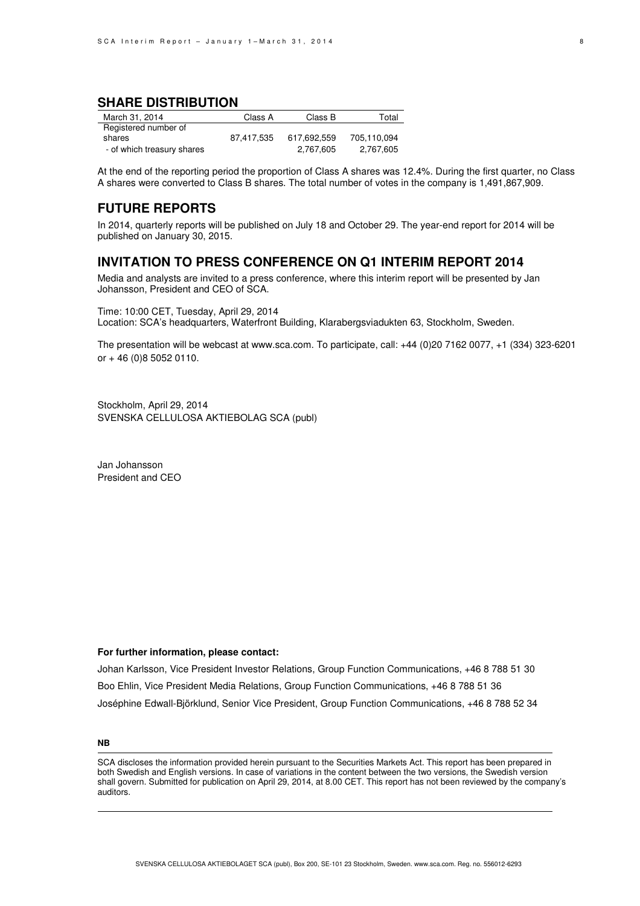## SHARE DISTRIBUTION

| March 31, 2014 | Class A | Class B | Total |
|---|---|---|---|
| Registered number of shares | 87,417,535 | 617,692,559 | 705,110,094 |
| - of which treasury shares | | 2,767,605 | 2,767,605 |

At the end of the reporting period the proportion of Class A shares was 12.4%. During the first quarter, no Class A shares were converted to Class B shares. The total number of votes in the company is 1,491,867,909.

## FUTURE REPORTS

In 2014, quarterly reports will be published on July 18 and October 29. The year-end report for 2014 will be published on January 30, 2015.

## INVITATION TO PRESS CONFERENCE ON Q1 INTERIM REPORT 2014

Media and analysts are invited to a press conference, where this interim report will be presented by Jan Johansson, President and CEO of SCA.

Time: 10:00 CET, Tuesday, April 29, 2014
Location: SCA's headquarters, Waterfront Building, Klarabergsviadukten 63, Stockholm, Sweden.

The presentation will be webcast at www.sca.com. To participate, call: +44 (0)20 7162 0077, +1 (334) 323-6201 or + 46 (0)8 5052 0110.

Stockholm, April 29, 2014
SVENSKA CELLULOSA AKTIEBOLAG SCA (publ)

Jan Johansson
President and CEO

**For further information, please contact:**

Johan Karlsson, Vice President Investor Relations, Group Function Communications, +46 8 788 51 30

Boo Ehlin, Vice President Media Relations, Group Function Communications, +46 8 788 51 36

Joséphine Edwall-Björklund, Senior Vice President, Group Function Communications, +46 8 788 52 34

**NB**

SCA discloses the information provided herein pursuant to the Securities Markets Act. This report has been prepared in both Swedish and English versions. In case of variations in the content between the two versions, the Swedish version shall govern. Submitted for publication on April 29, 2014, at 8.00 CET. This report has not been reviewed by the company's auditors.

SVENSKA CELLULOSA AKTIEBOLAGET SCA (publ), Box 200, SE-101 23 Stockholm, Sweden. www.sca.com. Reg. no. 556012-6293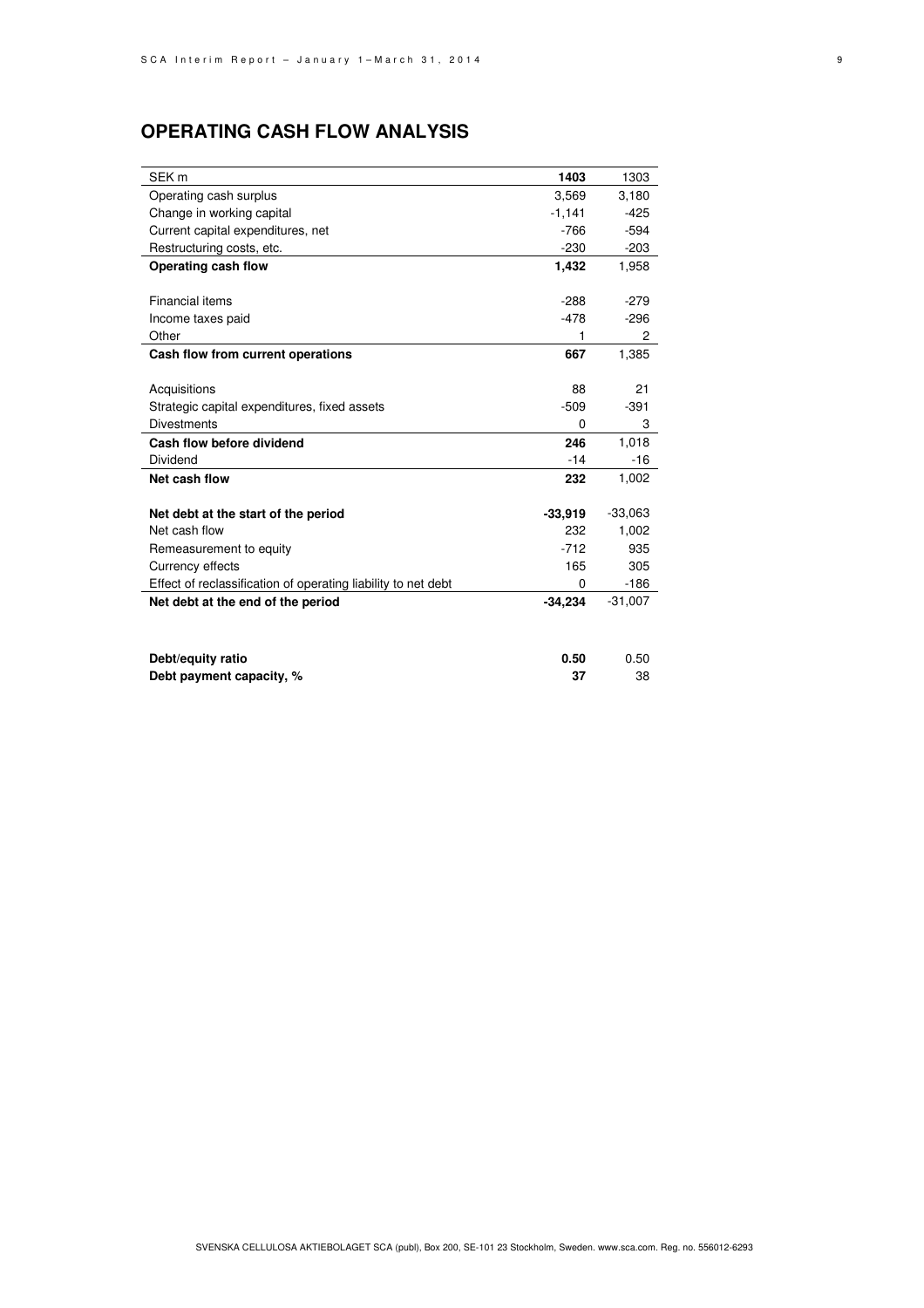## OPERATING CASH FLOW ANALYSIS

| SEK m | **1403** | 1303 |
|---|---|---|
| Operating cash surplus | 3,569 | 3,180 |
| Change in working capital | -1,141 | -425 |
| Current capital expenditures, net | -766 | -594 |
| Restructuring costs, etc. | -230 | -203 |
| **Operating cash flow** | **1,432** | 1,958 |
| | | |
| Financial items | -288 | -279 |
| Income taxes paid | -478 | -296 |
| Other | 1 | 2 |
| **Cash flow from current operations** | **667** | 1,385 |
| | | |
| Acquisitions | 88 | 21 |
| Strategic capital expenditures, fixed assets | -509 | -391 |
| Divestments | 0 | 3 |
| **Cash flow before dividend** | **246** | 1,018 |
| Dividend | -14 | -16 |
| **Net cash flow** | **232** | 1,002 |
| | | |
| **Net debt at the start of the period** | **-33,919** | -33,063 |
| Net cash flow | 232 | 1,002 |
| Remeasurement to equity | -712 | 935 |
| Currency effects | 165 | 305 |
| Effect of reclassification of operating liability to net debt | 0 | -186 |
| **Net debt at the end of the period** | **-34,234** | -31,007 |
| | | |
| **Debt/equity ratio** | **0.50** | 0.50 |
| **Debt payment capacity, %** | **37** | 38 |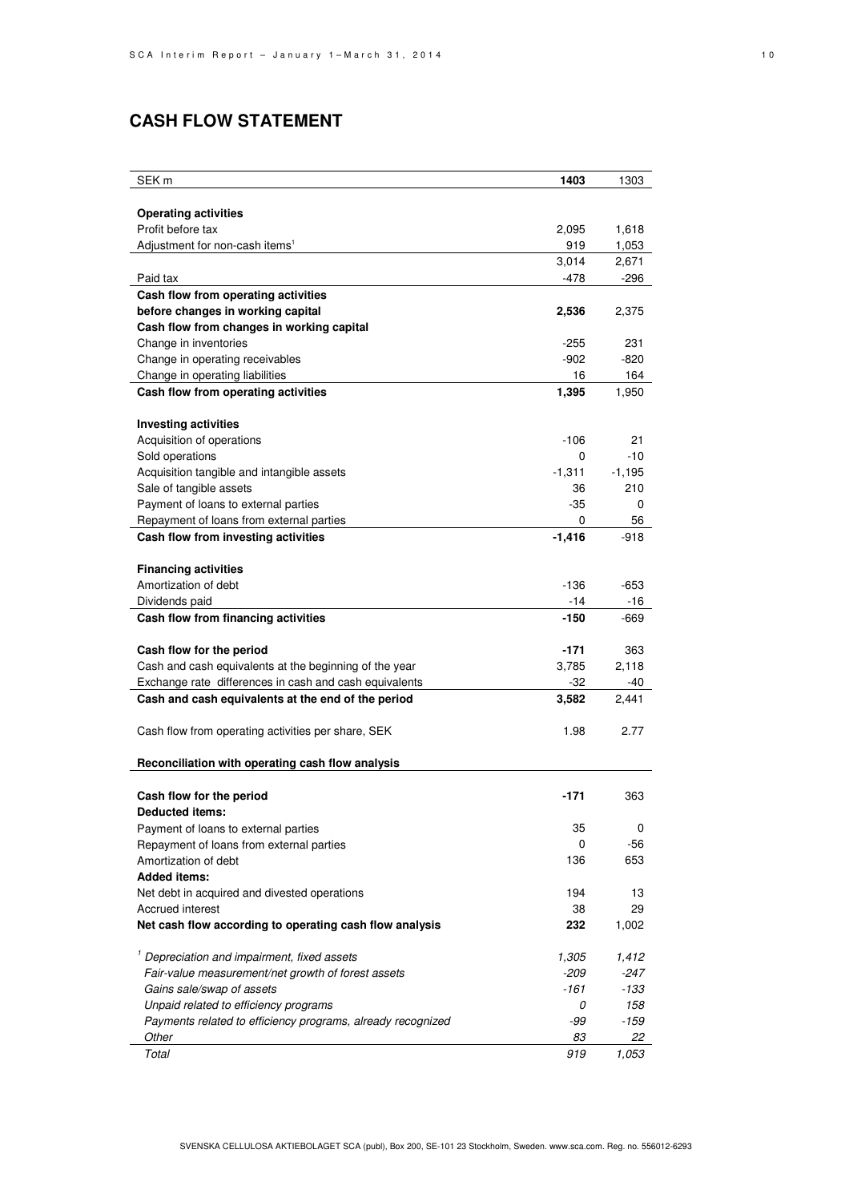# CASH FLOW STATEMENT

| SEK m | **1403** | 1303 |
|---|---|---|
| **Operating activities** | | |
| Profit before tax | 2,095 | 1,618 |
| Adjustment for non-cash items[1] | 919 | 1,053 |
| | 3,014 | 2,671 |
| Paid tax | -478 | -296 |
| **Cash flow from operating activities before changes in working capital** | **2,536** | 2,375 |
| **Cash flow from changes in working capital** | | |
| Change in inventories | -255 | 231 |
| Change in operating receivables | -902 | -820 |
| Change in operating liabilities | 16 | 164 |
| **Cash flow from operating activities** | **1,395** | 1,950 |
| **Investing activities** | | |
| Acquisition of operations | -106 | 21 |
| Sold operations | 0 | -10 |
| Acquisition tangible and intangible assets | -1,311 | -1,195 |
| Sale of tangible assets | 36 | 210 |
| Payment of loans to external parties | -35 | 0 |
| Repayment of loans from external parties | 0 | 56 |
| **Cash flow from investing activities** | **-1,416** | -918 |
| **Financing activities** | | |
| Amortization of debt | -136 | -653 |
| Dividends paid | -14 | -16 |
| **Cash flow from financing activities** | **-150** | -669 |
| **Cash flow for the period** | **-171** | 363 |
| Cash and cash equivalents at the beginning of the year | 3,785 | 2,118 |
| Exchange rate differences in cash and cash equivalents | -32 | -40 |
| **Cash and cash equivalents at the end of the period** | **3,582** | 2,441 |
| Cash flow from operating activities per share, SEK | 1.98 | 2.77 |
| **Reconciliation with operating cash flow analysis** | | |
| **Cash flow for the period** | **-171** | 363 |
| **Deducted items:** | | |
| Payment of loans to external parties | 35 | 0 |
| Repayment of loans from external parties | 0 | -56 |
| Amortization of debt | 136 | 653 |
| **Added items:** | | |
| Net debt in acquired and divested operations | 194 | 13 |
| Accrued interest | 38 | 29 |
| **Net cash flow according to operating cash flow analysis** | **232** | 1,002 |
| *[1] Depreciation and impairment, fixed assets* | *1,305* | *1,412* |
| *Fair-value measurement/net growth of forest assets* | *-209* | *-247* |
| *Gains sale/swap of assets* | *-161* | *-133* |
| *Unpaid related to efficiency programs* | *0* | *158* |
| *Payments related to efficiency programs, already recognized* | *-99* | *-159* |
| *Other* | *83* | *22* |
| *Total* | *919* | *1,053* |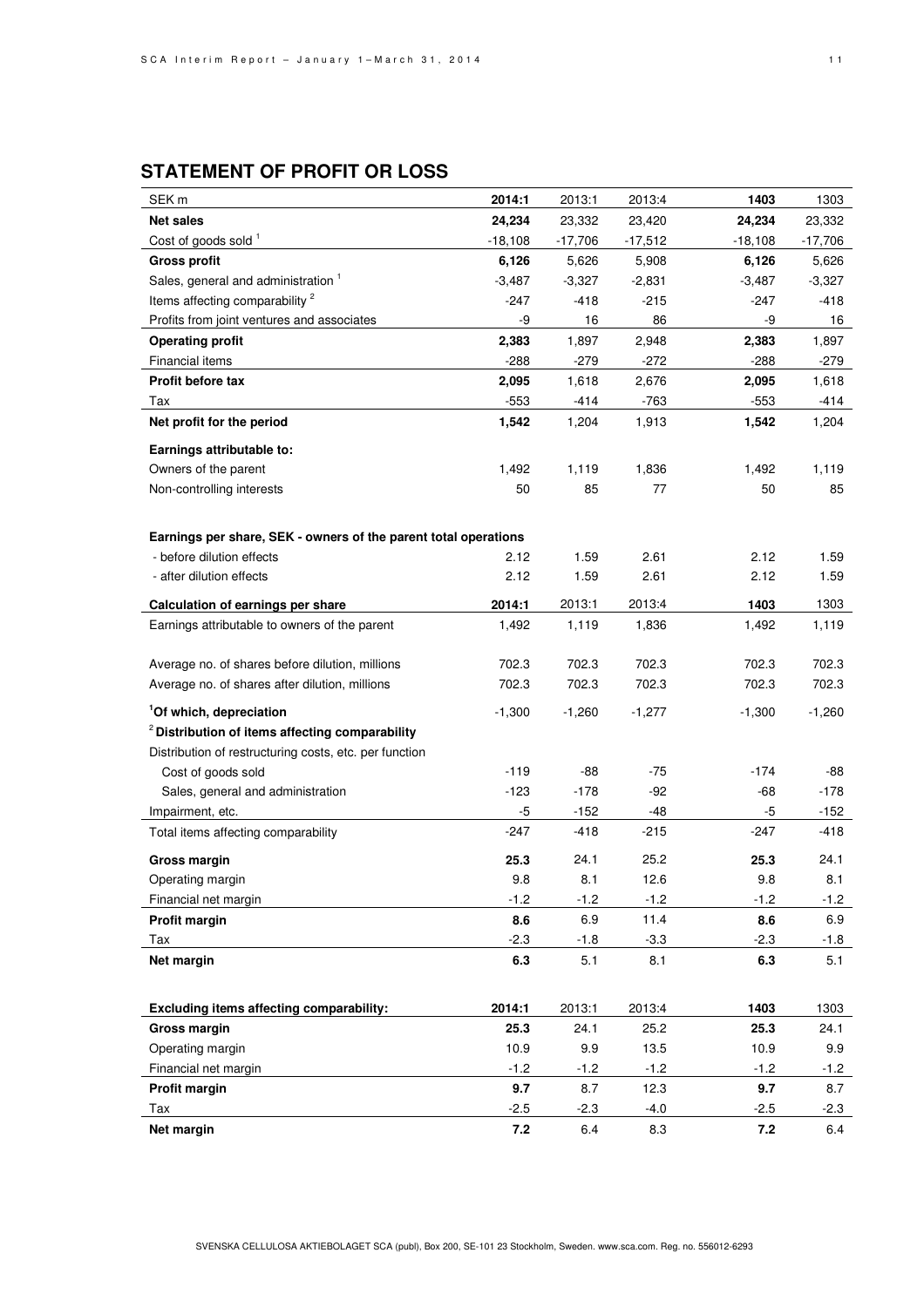## STATEMENT OF PROFIT OR LOSS

| SEK m | **2014:1** | 2013:1 | 2013:4 | **1403** | 1303 |
|---|---|---|---|---|---|
| **Net sales** | **24,234** | 23,332 | 23,420 | **24,234** | 23,332 |
| Cost of goods sold [1] | -18,108 | -17,706 | -17,512 | -18,108 | -17,706 |
| **Gross profit** | **6,126** | 5,626 | 5,908 | **6,126** | 5,626 |
| Sales, general and administration [1] | -3,487 | -3,327 | -2,831 | -3,487 | -3,327 |
| Items affecting comparability [2] | -247 | -418 | -215 | -247 | -418 |
| Profits from joint ventures and associates | -9 | 16 | 86 | -9 | 16 |
| **Operating profit** | **2,383** | 1,897 | 2,948 | **2,383** | 1,897 |
| Financial items | -288 | -279 | -272 | -288 | -279 |
| **Profit before tax** | **2,095** | 1,618 | 2,676 | **2,095** | 1,618 |
| Tax | -553 | -414 | -763 | -553 | -414 |
| **Net profit for the period** | **1,542** | 1,204 | 1,913 | **1,542** | 1,204 |
| **Earnings attributable to:** | | | | | |
| Owners of the parent | 1,492 | 1,119 | 1,836 | 1,492 | 1,119 |
| Non-controlling interests | 50 | 85 | 77 | 50 | 85 |
| | | | | | |
| **Earnings per share, SEK - owners of the parent total operations** | | | | | |
| - before dilution effects | 2.12 | 1.59 | 2.61 | 2.12 | 1.59 |
| - after dilution effects | 2.12 | 1.59 | 2.61 | 2.12 | 1.59 |
| **Calculation of earnings per share** | **2014:1** | 2013:1 | 2013:4 | **1403** | 1303 |
| Earnings attributable to owners of the parent | 1,492 | 1,119 | 1,836 | 1,492 | 1,119 |
| | | | | | |
| Average no. of shares before dilution, millions | 702.3 | 702.3 | 702.3 | 702.3 | 702.3 |
| Average no. of shares after dilution, millions | 702.3 | 702.3 | 702.3 | 702.3 | 702.3 |
| **[1]Of which, depreciation** | -1,300 | -1,260 | -1,277 | -1,300 | -1,260 |
| **[2] Distribution of items affecting comparability** | | | | | |
| Distribution of restructuring costs, etc. per function | | | | | |
| Cost of goods sold | -119 | -88 | -75 | -174 | -88 |
| Sales, general and administration | -123 | -178 | -92 | -68 | -178 |
| Impairment, etc. | -5 | -152 | -48 | -5 | -152 |
| Total items affecting comparability | -247 | -418 | -215 | -247 | -418 |
| **Gross margin** | **25.3** | 24.1 | 25.2 | **25.3** | 24.1 |
| Operating margin | 9.8 | 8.1 | 12.6 | 9.8 | 8.1 |
| Financial net margin | -1.2 | -1.2 | -1.2 | -1.2 | -1.2 |
| **Profit margin** | **8.6** | 6.9 | 11.4 | **8.6** | 6.9 |
| Tax | -2.3 | -1.8 | -3.3 | -2.3 | -1.8 |
| **Net margin** | **6.3** | 5.1 | 8.1 | **6.3** | 5.1 |

| **Excluding items affecting comparability:** | **2014:1** | 2013:1 | 2013:4 | **1403** | 1303 |
|---|---|---|---|---|---|
| **Gross margin** | **25.3** | 24.1 | 25.2 | **25.3** | 24.1 |
| Operating margin | 10.9 | 9.9 | 13.5 | 10.9 | 9.9 |
| Financial net margin | -1.2 | -1.2 | -1.2 | -1.2 | -1.2 |
| **Profit margin** | **9.7** | 8.7 | 12.3 | **9.7** | 8.7 |
| Tax | -2.5 | -2.3 | -4.0 | -2.5 | -2.3 |
| **Net margin** | **7.2** | 6.4 | 8.3 | **7.2** | 6.4 |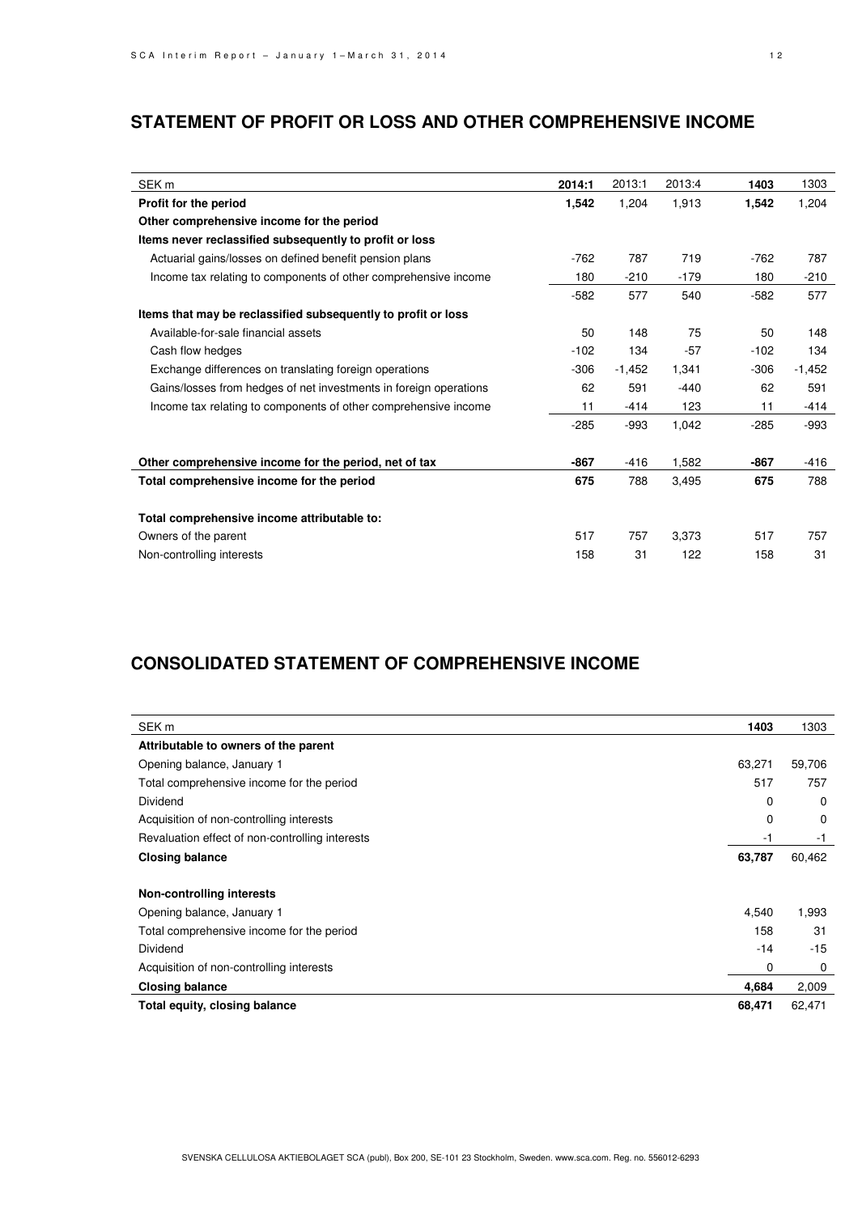## STATEMENT OF PROFIT OR LOSS AND OTHER COMPREHENSIVE INCOME

| SEK m | **2014:1** | 2013:1 | 2013:4 | **1403** | 1303 |
|---|---|---|---|---|---|
| **Profit for the period** | **1,542** | 1,204 | 1,913 | **1,542** | 1,204 |
| **Other comprehensive income for the period** | | | | | |
| **Items never reclassified subsequently to profit or loss** | | | | | |
| Actuarial gains/losses on defined benefit pension plans | -762 | 787 | 719 | -762 | 787 |
| Income tax relating to components of other comprehensive income | 180 | -210 | -179 | 180 | -210 |
| | -582 | 577 | 540 | -582 | 577 |
| **Items that may be reclassified subsequently to profit or loss** | | | | | |
| Available-for-sale financial assets | 50 | 148 | 75 | 50 | 148 |
| Cash flow hedges | -102 | 134 | -57 | -102 | 134 |
| Exchange differences on translating foreign operations | -306 | -1,452 | 1,341 | -306 | -1,452 |
| Gains/losses from hedges of net investments in foreign operations | 62 | 591 | -440 | 62 | 591 |
| Income tax relating to components of other comprehensive income | 11 | -414 | 123 | 11 | -414 |
| | -285 | -993 | 1,042 | -285 | -993 |
| **Other comprehensive income for the period, net of tax** | **-867** | -416 | 1,582 | **-867** | -416 |
| **Total comprehensive income for the period** | **675** | 788 | 3,495 | **675** | 788 |
| **Total comprehensive income attributable to:** | | | | | |
| Owners of the parent | 517 | 757 | 3,373 | 517 | 757 |
| Non-controlling interests | 158 | 31 | 122 | 158 | 31 |

## CONSOLIDATED STATEMENT OF COMPREHENSIVE INCOME

| SEK m | **1403** | 1303 |
|---|---|---|
| **Attributable to owners of the parent** | | |
| Opening balance, January 1 | 63,271 | 59,706 |
| Total comprehensive income for the period | 517 | 757 |
| Dividend | 0 | 0 |
| Acquisition of non-controlling interests | 0 | 0 |
| Revaluation effect of non-controlling interests | -1 | -1 |
| **Closing balance** | **63,787** | 60,462 |
| **Non-controlling interests** | | |
| Opening balance, January 1 | 4,540 | 1,993 |
| Total comprehensive income for the period | 158 | 31 |
| Dividend | -14 | -15 |
| Acquisition of non-controlling interests | 0 | 0 |
| **Closing balance** | **4,684** | 2,009 |
| **Total equity, closing balance** | **68,471** | 62,471 |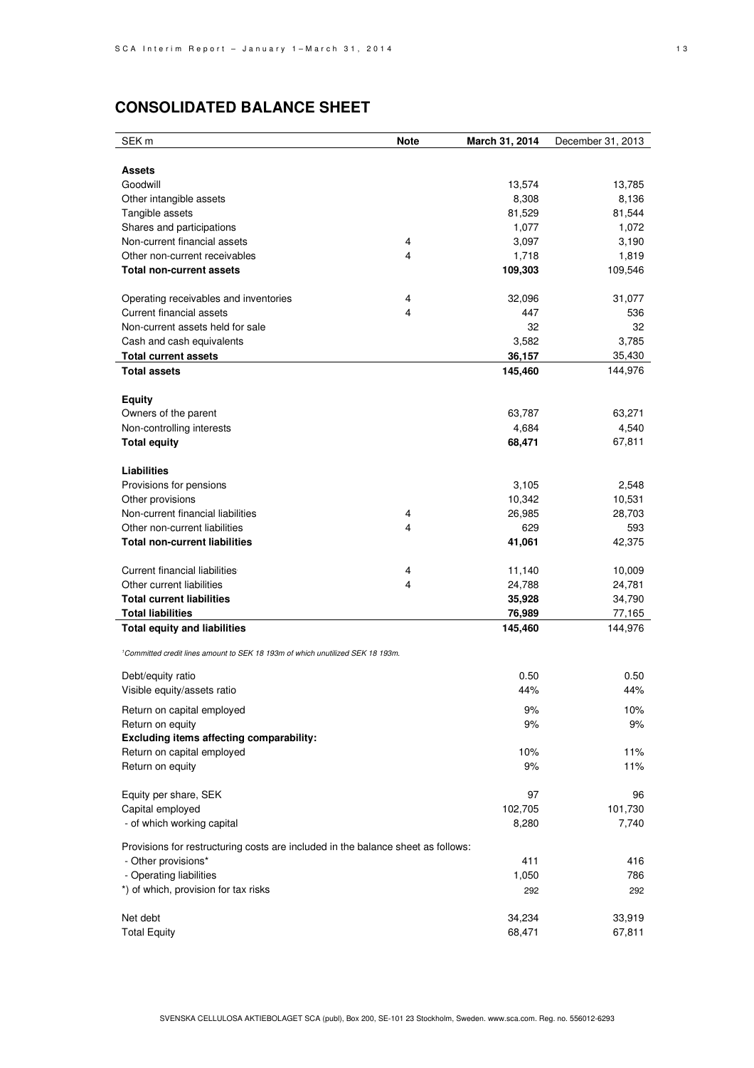## CONSOLIDATED BALANCE SHEET

| SEK m | Note | March 31, 2014 | December 31, 2013 |
|---|---|---|---|
| **Assets** | | | |
| Goodwill | | 13,574 | 13,785 |
| Other intangible assets | | 8,308 | 8,136 |
| Tangible assets | | 81,529 | 81,544 |
| Shares and participations | | 1,077 | 1,072 |
| Non-current financial assets | 4 | 3,097 | 3,190 |
| Other non-current receivables | 4 | 1,718 | 1,819 |
| **Total non-current assets** | | **109,303** | 109,546 |
| Operating receivables and inventories | 4 | 32,096 | 31,077 |
| Current financial assets | 4 | 447 | 536 |
| Non-current assets held for sale | | 32 | 32 |
| Cash and cash equivalents | | 3,582 | 3,785 |
| **Total current assets** | | **36,157** | 35,430 |
| **Total assets** | | **145,460** | 144,976 |
| **Equity** | | | |
| Owners of the parent | | 63,787 | 63,271 |
| Non-controlling interests | | 4,684 | 4,540 |
| **Total equity** | | **68,471** | 67,811 |
| **Liabilities** | | | |
| Provisions for pensions | | 3,105 | 2,548 |
| Other provisions | | 10,342 | 10,531 |
| Non-current financial liabilities | 4 | 26,985 | 28,703 |
| Other non-current liabilities | 4 | 629 | 593 |
| **Total non-current liabilities** | | **41,061** | 42,375 |
| Current financial liabilities | 4 | 11,140 | 10,009 |
| Other current liabilities | 4 | 24,788 | 24,781 |
| **Total current liabilities** | | **35,928** | 34,790 |
| **Total liabilities** | | **76,989** | 77,165 |
| **Total equity and liabilities** | | **145,460** | 144,976 |

*[1]Committed credit lines amount to SEK 18 193m of which unutilized SEK 18 193m.*

| | March 31, 2014 | December 31, 2013 |
|---|---|---|
| Debt/equity ratio | 0.50 | 0.50 |
| Visible equity/assets ratio | 44% | 44% |
| Return on capital employed | 9% | 10% |
| Return on equity | 9% | 9% |
| **Excluding items affecting comparability:** | | |
| Return on capital employed | 10% | 11% |
| Return on equity | 9% | 11% |
| Equity per share, SEK | 97 | 96 |
| Capital employed | 102,705 | 101,730 |
| - of which working capital | 8,280 | 7,740 |
| Provisions for restructuring costs are included in the balance sheet as follows: | | |
| - Other provisions* | 411 | 416 |
| - Operating liabilities | 1,050 | 786 |
| *) of which, provision for tax risks | 292 | 292 |
| Net debt | 34,234 | 33,919 |
| Total Equity | 68,471 | 67,811 |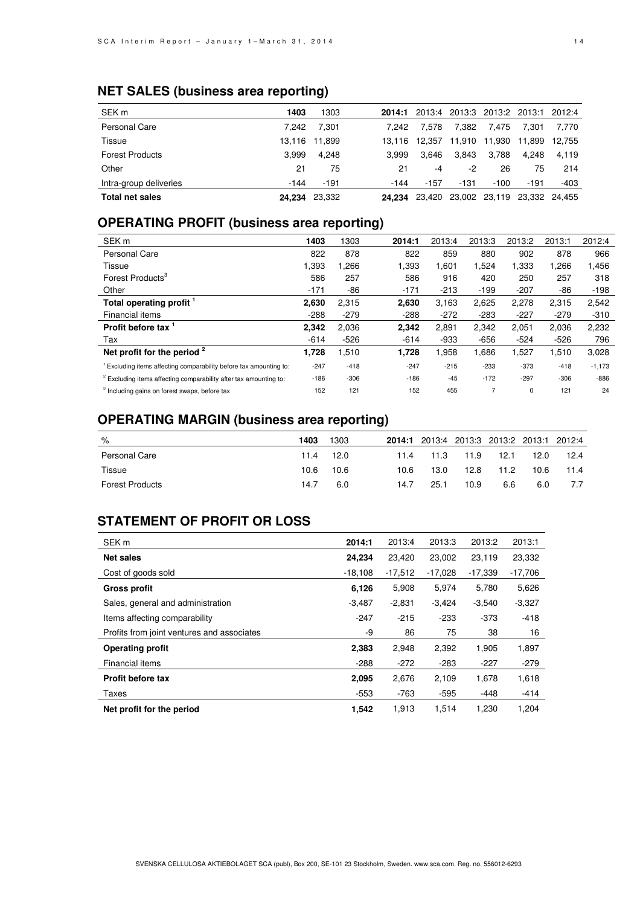## NET SALES (business area reporting)

| SEK m | 1403 | 1303 | 2014:1 | 2013:4 | 2013:3 | 2013:2 | 2013:1 | 2012:4 |
|---|---|---|---|---|---|---|---|---|
| Personal Care | 7,242 | 7,301 | 7,242 | 7,578 | 7,382 | 7,475 | 7,301 | 7,770 |
| Tissue | 13,116 | 11,899 | 13,116 | 12,357 | 11,910 | 11,930 | 11,899 | 12,755 |
| Forest Products | 3,999 | 4,248 | 3,999 | 3,646 | 3,843 | 3,788 | 4,248 | 4,119 |
| Other | 21 | 75 | 21 | -4 | -2 | 26 | 75 | 214 |
| Intra-group deliveries | -144 | -191 | -144 | -157 | -131 | -100 | -191 | -403 |
| **Total net sales** | **24,234** | 23,332 | **24,234** | 23,420 | 23,002 | 23,119 | 23,332 | 24,455 |

## OPERATING PROFIT (business area reporting)

| SEK m | 1403 | 1303 | 2014:1 | 2013:4 | 2013:3 | 2013:2 | 2013:1 | 2012:4 |
|---|---|---|---|---|---|---|---|---|
| Personal Care | 822 | 878 | 822 | 859 | 880 | 902 | 878 | 966 |
| Tissue | 1,393 | 1,266 | 1,393 | 1,601 | 1,524 | 1,333 | 1,266 | 1,456 |
| Forest Products[3] | 586 | 257 | 586 | 916 | 420 | 250 | 257 | 318 |
| Other | -171 | -86 | -171 | -213 | -199 | -207 | -86 | -198 |
| **Total operating profit [1]** | **2,630** | 2,315 | **2,630** | 3,163 | 2,625 | 2,278 | 2,315 | 2,542 |
| Financial items | -288 | -279 | -288 | -272 | -283 | -227 | -279 | -310 |
| **Profit before tax [1]** | **2,342** | 2,036 | **2,342** | 2,891 | 2,342 | 2,051 | 2,036 | 2,232 |
| Tax | -614 | -526 | -614 | -933 | -656 | -524 | -526 | 796 |
| **Net profit for the period [2]** | **1,728** | 1,510 | **1,728** | 1,958 | 1,686 | 1,527 | 1,510 | 3,028 |
| [1] Excluding items affecting comparability before tax amounting to: | -247 | -418 | -247 | -215 | -233 | -373 | -418 | -1,173 |
| [2] Excluding items affecting comparability after tax amounting to: | -186 | -306 | -186 | -45 | -172 | -297 | -306 | -886 |
| [3] Including gains on forest swaps, before tax | 152 | 121 | 152 | 455 | 7 | 0 | 121 | 24 |

## OPERATING MARGIN (business area reporting)

| % | 1403 | 1303 | 2014:1 | 2013:4 | 2013:3 | 2013:2 | 2013:1 | 2012:4 |
|---|---|---|---|---|---|---|---|---|
| Personal Care | 11.4 | 12.0 | 11.4 | 11.3 | 11.9 | 12.1 | 12.0 | 12.4 |
| Tissue | 10.6 | 10.6 | 10.6 | 13.0 | 12.8 | 11.2 | 10.6 | 11.4 |
| Forest Products | 14.7 | 6.0 | 14.7 | 25.1 | 10.9 | 6.6 | 6.0 | 7.7 |

## STATEMENT OF PROFIT OR LOSS

| SEK m | 2014:1 | 2013:4 | 2013:3 | 2013:2 | 2013:1 |
|---|---|---|---|---|---|
| **Net sales** | **24,234** | 23,420 | 23,002 | 23,119 | 23,332 |
| Cost of goods sold | -18,108 | -17,512 | -17,028 | -17,339 | -17,706 |
| **Gross profit** | **6,126** | 5,908 | 5,974 | 5,780 | 5,626 |
| Sales, general and administration | -3,487 | -2,831 | -3,424 | -3,540 | -3,327 |
| Items affecting comparability | -247 | -215 | -233 | -373 | -418 |
| Profits from joint ventures and associates | -9 | 86 | 75 | 38 | 16 |
| **Operating profit** | **2,383** | 2,948 | 2,392 | 1,905 | 1,897 |
| Financial items | -288 | -272 | -283 | -227 | -279 |
| **Profit before tax** | **2,095** | 2,676 | 2,109 | 1,678 | 1,618 |
| Taxes | -553 | -763 | -595 | -448 | -414 |
| **Net profit for the period** | **1,542** | 1,913 | 1,514 | 1,230 | 1,204 |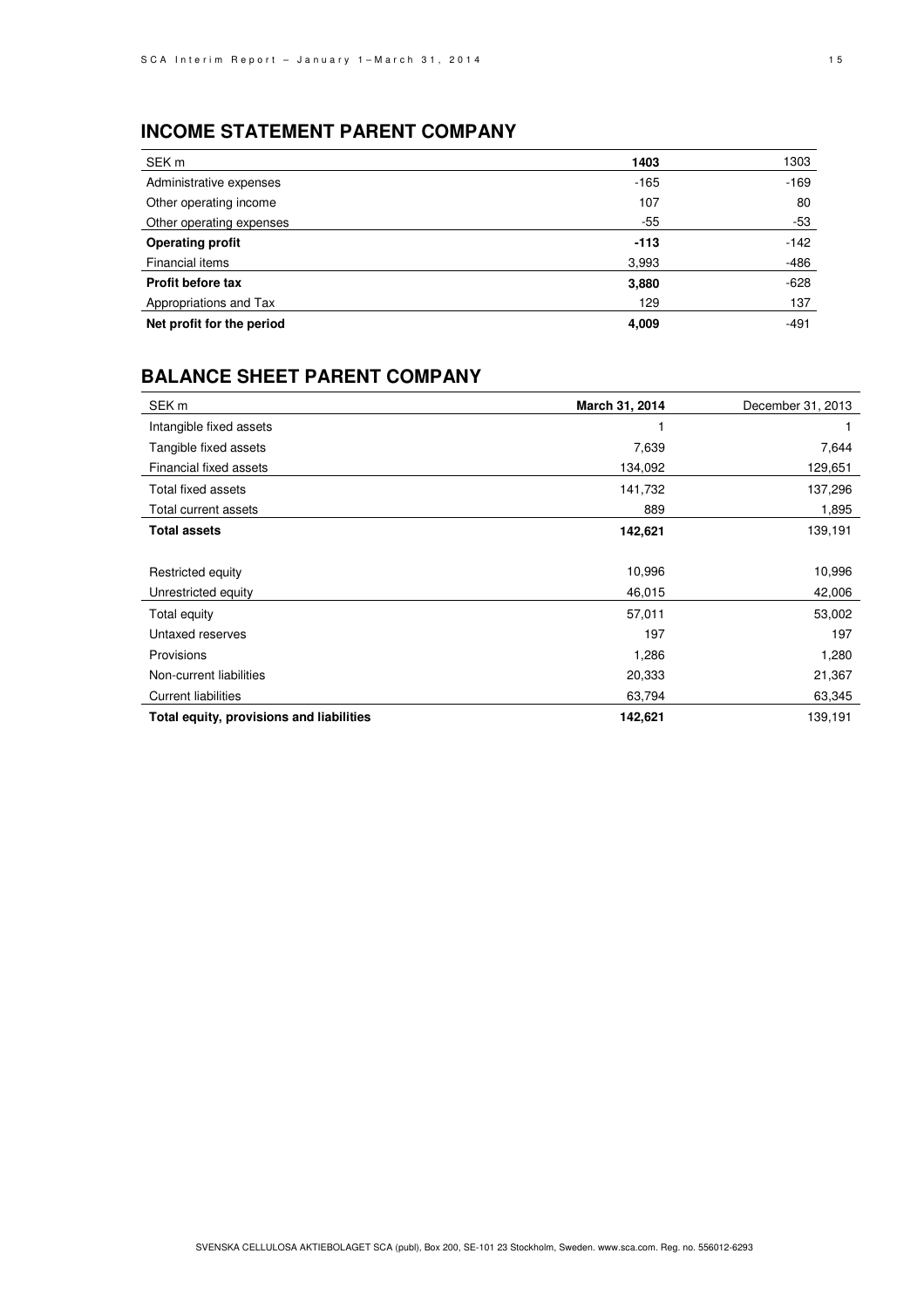## INCOME STATEMENT PARENT COMPANY

| SEK m | **1403** | 1303 |
|---|---|---|
| Administrative expenses | -165 | -169 |
| Other operating income | 107 | 80 |
| Other operating expenses | -55 | -53 |
| **Operating profit** | **-113** | -142 |
| Financial items | 3,993 | -486 |
| **Profit before tax** | **3,880** | -628 |
| Appropriations and Tax | 129 | 137 |
| **Net profit for the period** | **4,009** | -491 |

## BALANCE SHEET PARENT COMPANY

| SEK m | **March 31, 2014** | December 31, 2013 |
|---|---|---|
| Intangible fixed assets | 1 | 1 |
| Tangible fixed assets | 7,639 | 7,644 |
| Financial fixed assets | 134,092 | 129,651 |
| Total fixed assets | 141,732 | 137,296 |
| Total current assets | 889 | 1,895 |
| **Total assets** | **142,621** | 139,191 |
| | | |
| Restricted equity | 10,996 | 10,996 |
| Unrestricted equity | 46,015 | 42,006 |
| Total equity | 57,011 | 53,002 |
| Untaxed reserves | 197 | 197 |
| Provisions | 1,286 | 1,280 |
| Non-current liabilities | 20,333 | 21,367 |
| Current liabilities | 63,794 | 63,345 |
| **Total equity, provisions and liabilities** | **142,621** | 139,191 |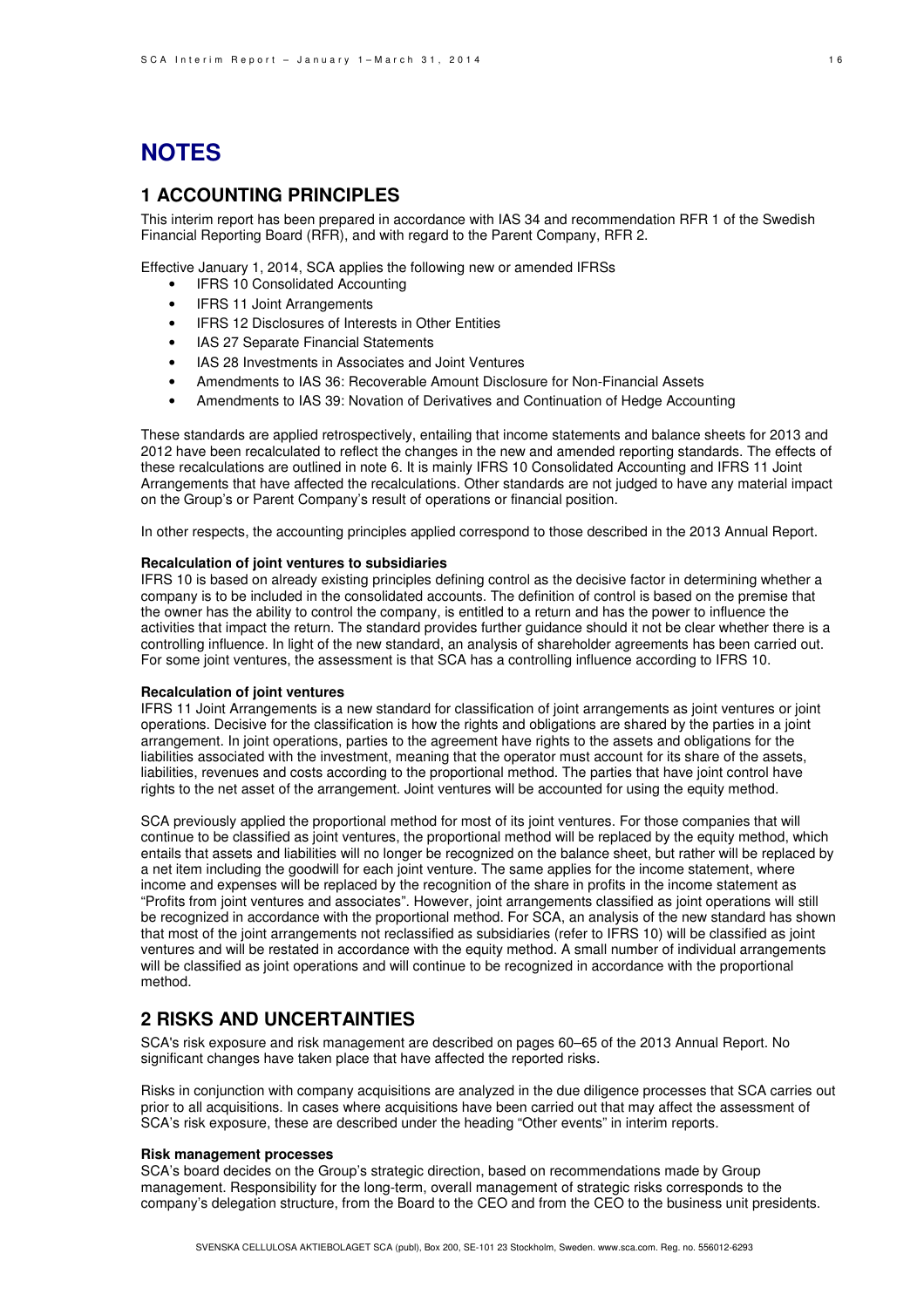# NOTES

## 1 ACCOUNTING PRINCIPLES

This interim report has been prepared in accordance with IAS 34 and recommendation RFR 1 of the Swedish Financial Reporting Board (RFR), and with regard to the Parent Company, RFR 2.

Effective January 1, 2014, SCA applies the following new or amended IFRSs

- IFRS 10 Consolidated Accounting
- IFRS 11 Joint Arrangements
- IFRS 12 Disclosures of Interests in Other Entities
- IAS 27 Separate Financial Statements
- IAS 28 Investments in Associates and Joint Ventures
- Amendments to IAS 36: Recoverable Amount Disclosure for Non-Financial Assets
- Amendments to IAS 39: Novation of Derivatives and Continuation of Hedge Accounting

These standards are applied retrospectively, entailing that income statements and balance sheets for 2013 and 2012 have been recalculated to reflect the changes in the new and amended reporting standards. The effects of these recalculations are outlined in note 6. It is mainly IFRS 10 Consolidated Accounting and IFRS 11 Joint Arrangements that have affected the recalculations. Other standards are not judged to have any material impact on the Group's or Parent Company's result of operations or financial position.

In other respects, the accounting principles applied correspond to those described in the 2013 Annual Report.

**Recalculation of joint ventures to subsidiaries**

IFRS 10 is based on already existing principles defining control as the decisive factor in determining whether a company is to be included in the consolidated accounts. The definition of control is based on the premise that the owner has the ability to control the company, is entitled to a return and has the power to influence the activities that impact the return. The standard provides further guidance should it not be clear whether there is a controlling influence. In light of the new standard, an analysis of shareholder agreements has been carried out. For some joint ventures, the assessment is that SCA has a controlling influence according to IFRS 10.

**Recalculation of joint ventures**

IFRS 11 Joint Arrangements is a new standard for classification of joint arrangements as joint ventures or joint operations. Decisive for the classification is how the rights and obligations are shared by the parties in a joint arrangement. In joint operations, parties to the agreement have rights to the assets and obligations for the liabilities associated with the investment, meaning that the operator must account for its share of the assets, liabilities, revenues and costs according to the proportional method. The parties that have joint control have rights to the net asset of the arrangement. Joint ventures will be accounted for using the equity method.

SCA previously applied the proportional method for most of its joint ventures. For those companies that will continue to be classified as joint ventures, the proportional method will be replaced by the equity method, which entails that assets and liabilities will no longer be recognized on the balance sheet, but rather will be replaced by a net item including the goodwill for each joint venture. The same applies for the income statement, where income and expenses will be replaced by the recognition of the share in profits in the income statement as "Profits from joint ventures and associates". However, joint arrangements classified as joint operations will still be recognized in accordance with the proportional method. For SCA, an analysis of the new standard has shown that most of the joint arrangements not reclassified as subsidiaries (refer to IFRS 10) will be classified as joint ventures and will be restated in accordance with the equity method. A small number of individual arrangements will be classified as joint operations and will continue to be recognized in accordance with the proportional method.

## 2 RISKS AND UNCERTAINTIES

SCA's risk exposure and risk management are described on pages 60–65 of the 2013 Annual Report. No significant changes have taken place that have affected the reported risks.

Risks in conjunction with company acquisitions are analyzed in the due diligence processes that SCA carries out prior to all acquisitions. In cases where acquisitions have been carried out that may affect the assessment of SCA's risk exposure, these are described under the heading "Other events" in interim reports.

**Risk management processes**

SCA's board decides on the Group's strategic direction, based on recommendations made by Group management. Responsibility for the long-term, overall management of strategic risks corresponds to the company's delegation structure, from the Board to the CEO and from the CEO to the business unit presidents.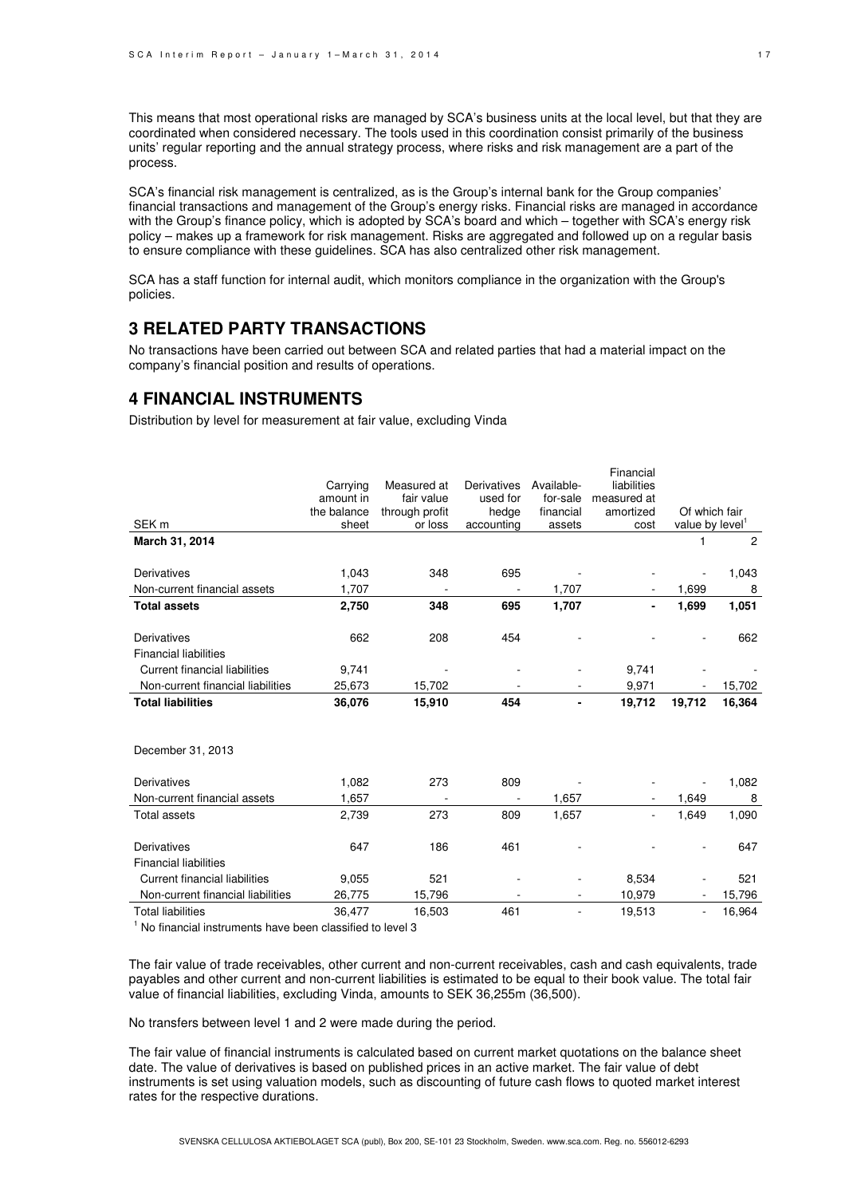This means that most operational risks are managed by SCA's business units at the local level, but that they are coordinated when considered necessary. The tools used in this coordination consist primarily of the business units' regular reporting and the annual strategy process, where risks and risk management are a part of the process.

SCA's financial risk management is centralized, as is the Group's internal bank for the Group companies' financial transactions and management of the Group's energy risks. Financial risks are managed in accordance with the Group's finance policy, which is adopted by SCA's board and which – together with SCA's energy risk policy – makes up a framework for risk management. Risks are aggregated and followed up on a regular basis to ensure compliance with these guidelines. SCA has also centralized other risk management.

SCA has a staff function for internal audit, which monitors compliance in the organization with the Group's policies.

## 3 RELATED PARTY TRANSACTIONS

No transactions have been carried out between SCA and related parties that had a material impact on the company's financial position and results of operations.

## 4 FINANCIAL INSTRUMENTS

Distribution by level for measurement at fair value, excluding Vinda

| SEK m | Carrying amount in the balance sheet | Measured at fair value through profit or loss | Derivatives used for hedge accounting | Available-for-sale financial assets | Financial liabilities measured at amortized cost | Of which fair value by level[1] | |
|---|---|---|---|---|---|---|---|
| **March 31, 2014** | | | | | | 1 | 2 |
| Derivatives | 1,043 | 348 | 695 | - | - | - | 1,043 |
| Non-current financial assets | 1,707 | - | - | 1,707 | - | 1,699 | 8 |
| **Total assets** | **2,750** | **348** | **695** | **1,707** | **-** | **1,699** | **1,051** |
| Derivatives | 662 | 208 | 454 | - | - | - | 662 |
| Financial liabilities | | | | | | | |
| Current financial liabilities | 9,741 | - | - | - | 9,741 | - | - |
| Non-current financial liabilities | 25,673 | 15,702 | - | - | 9,971 | - | 15,702 |
| **Total liabilities** | **36,076** | **15,910** | **454** | **-** | **19,712** | **19,712** | **16,364** |
| December 31, 2013 | | | | | | | |
| Derivatives | 1,082 | 273 | 809 | - | - | - | 1,082 |
| Non-current financial assets | 1,657 | - | - | 1,657 | - | 1,649 | 8 |
| Total assets | 2,739 | 273 | 809 | 1,657 | - | 1,649 | 1,090 |
| Derivatives | 647 | 186 | 461 | - | - | - | 647 |
| Financial liabilities | | | | | | | |
| Current financial liabilities | 9,055 | 521 | - | - | 8,534 | - | 521 |
| Non-current financial liabilities | 26,775 | 15,796 | - | - | 10,979 | - | 15,796 |
| Total liabilities | 36,477 | 16,503 | 461 | - | 19,513 | - | 16,964 |

[1] No financial instruments have been classified to level 3

The fair value of trade receivables, other current and non-current receivables, cash and cash equivalents, trade payables and other current and non-current liabilities is estimated to be equal to their book value. The total fair value of financial liabilities, excluding Vinda, amounts to SEK 36,255m (36,500).

No transfers between level 1 and 2 were made during the period.

The fair value of financial instruments is calculated based on current market quotations on the balance sheet date. The value of derivatives is based on published prices in an active market. The fair value of debt instruments is set using valuation models, such as discounting of future cash flows to quoted market interest rates for the respective durations.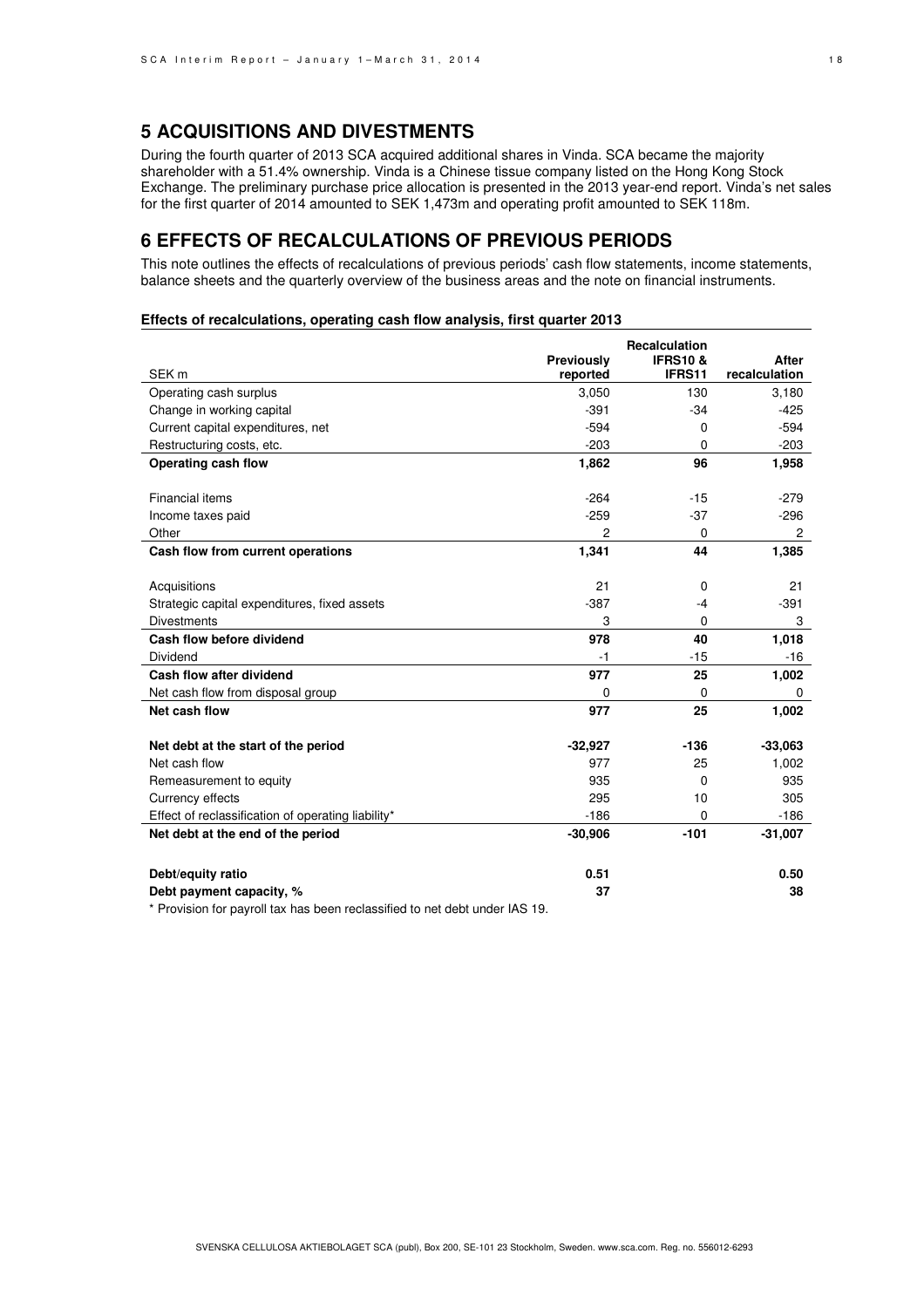## 5 ACQUISITIONS AND DIVESTMENTS

During the fourth quarter of 2013 SCA acquired additional shares in Vinda. SCA became the majority shareholder with a 51.4% ownership. Vinda is a Chinese tissue company listed on the Hong Kong Stock Exchange. The preliminary purchase price allocation is presented in the 2013 year-end report. Vinda's net sales for the first quarter of 2014 amounted to SEK 1,473m and operating profit amounted to SEK 118m.

## 6 EFFECTS OF RECALCULATIONS OF PREVIOUS PERIODS

This note outlines the effects of recalculations of previous periods' cash flow statements, income statements, balance sheets and the quarterly overview of the business areas and the note on financial instruments.

**Effects of recalculations, operating cash flow analysis, first quarter 2013**

| SEK m | Previously reported | Recalculation IFRS10 & IFRS11 | After recalculation |
|---|---|---|---|
| Operating cash surplus | 3,050 | 130 | 3,180 |
| Change in working capital | -391 | -34 | -425 |
| Current capital expenditures, net | -594 | 0 | -594 |
| Restructuring costs, etc. | -203 | 0 | -203 |
| **Operating cash flow** | **1,862** | **96** | **1,958** |
| | | | |
| Financial items | -264 | -15 | -279 |
| Income taxes paid | -259 | -37 | -296 |
| Other | 2 | 0 | 2 |
| **Cash flow from current operations** | **1,341** | **44** | **1,385** |
| | | | |
| Acquisitions | 21 | 0 | 21 |
| Strategic capital expenditures, fixed assets | -387 | -4 | -391 |
| Divestments | 3 | 0 | 3 |
| **Cash flow before dividend** | **978** | **40** | **1,018** |
| Dividend | -1 | -15 | -16 |
| **Cash flow after dividend** | **977** | **25** | **1,002** |
| Net cash flow from disposal group | 0 | 0 | 0 |
| **Net cash flow** | **977** | **25** | **1,002** |
| | | | |
| **Net debt at the start of the period** | **-32,927** | **-136** | **-33,063** |
| Net cash flow | 977 | 25 | 1,002 |
| Remeasurement to equity | 935 | 0 | 935 |
| Currency effects | 295 | 10 | 305 |
| Effect of reclassification of operating liability* | -186 | 0 | -186 |
| **Net debt at the end of the period** | **-30,906** | **-101** | **-31,007** |
| | | | |
| **Debt/equity ratio** | **0.51** | | **0.50** |
| **Debt payment capacity, %** | **37** | | **38** |

* Provision for payroll tax has been reclassified to net debt under IAS 19.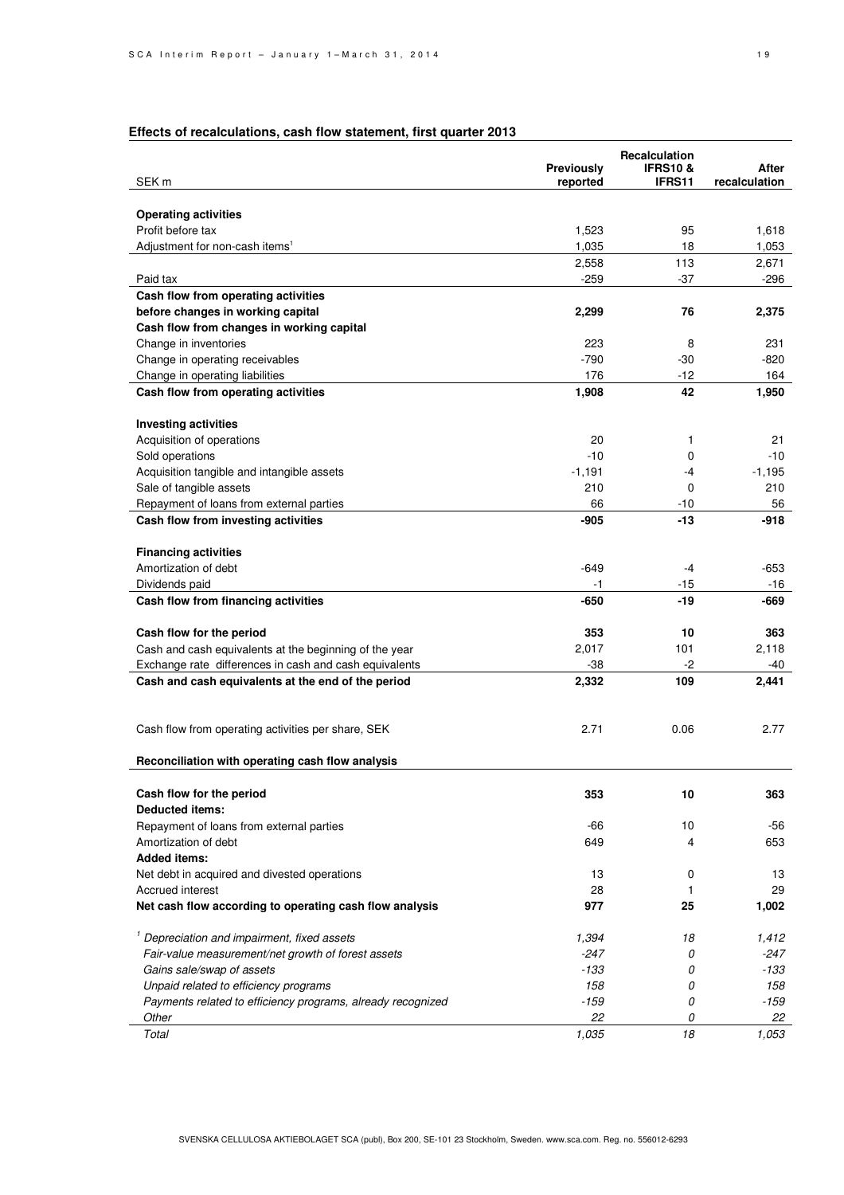**Effects of recalculations, cash flow statement, first quarter 2013**

| SEK m | Previously reported | Recalculation IFRS10 & IFRS11 | After recalculation |
|---|---|---|---|
| **Operating activities** | | | |
| Profit before tax | 1,523 | 95 | 1,618 |
| Adjustment for non-cash items[1] | 1,035 | 18 | 1,053 |
| | 2,558 | 113 | 2,671 |
| Paid tax | -259 | -37 | -296 |
| **Cash flow from operating activities before changes in working capital** | **2,299** | **76** | **2,375** |
| **Cash flow from changes in working capital** | | | |
| Change in inventories | 223 | 8 | 231 |
| Change in operating receivables | -790 | -30 | -820 |
| Change in operating liabilities | 176 | -12 | 164 |
| **Cash flow from operating activities** | **1,908** | **42** | **1,950** |
| **Investing activities** | | | |
| Acquisition of operations | 20 | 1 | 21 |
| Sold operations | -10 | 0 | -10 |
| Acquisition tangible and intangible assets | -1,191 | -4 | -1,195 |
| Sale of tangible assets | 210 | 0 | 210 |
| Repayment of loans from external parties | 66 | -10 | 56 |
| **Cash flow from investing activities** | **-905** | **-13** | **-918** |
| **Financing activities** | | | |
| Amortization of debt | -649 | -4 | -653 |
| Dividends paid | -1 | -15 | -16 |
| **Cash flow from financing activities** | **-650** | **-19** | **-669** |
| **Cash flow for the period** | **353** | **10** | **363** |
| Cash and cash equivalents at the beginning of the year | 2,017 | 101 | 2,118 |
| Exchange rate differences in cash and cash equivalents | -38 | -2 | -40 |
| **Cash and cash equivalents at the end of the period** | **2,332** | **109** | **2,441** |
| Cash flow from operating activities per share, SEK | 2.71 | 0.06 | 2.77 |

**Reconciliation with operating cash flow analysis**

| | Previously reported | Recalculation IFRS10 & IFRS11 | After recalculation |
|---|---|---|---|
| **Cash flow for the period** | **353** | **10** | **363** |
| **Deducted items:** | | | |
| Repayment of loans from external parties | -66 | 10 | -56 |
| Amortization of debt | 649 | 4 | 653 |
| **Added items:** | | | |
| Net debt in acquired and divested operations | 13 | 0 | 13 |
| Accrued interest | 28 | 1 | 29 |
| **Net cash flow according to operating cash flow analysis** | **977** | **25** | **1,002** |

| | | | |
|---|---|---|---|
| *[1] Depreciation and impairment, fixed assets* | *1,394* | *18* | *1,412* |
| *Fair-value measurement/net growth of forest assets* | *-247* | *0* | *-247* |
| *Gains sale/swap of assets* | *-133* | *0* | *-133* |
| *Unpaid related to efficiency programs* | *158* | *0* | *158* |
| *Payments related to efficiency programs, already recognized* | *-159* | *0* | *-159* |
| *Other* | *22* | *0* | *22* |
| *Total* | *1,035* | *18* | *1,053* |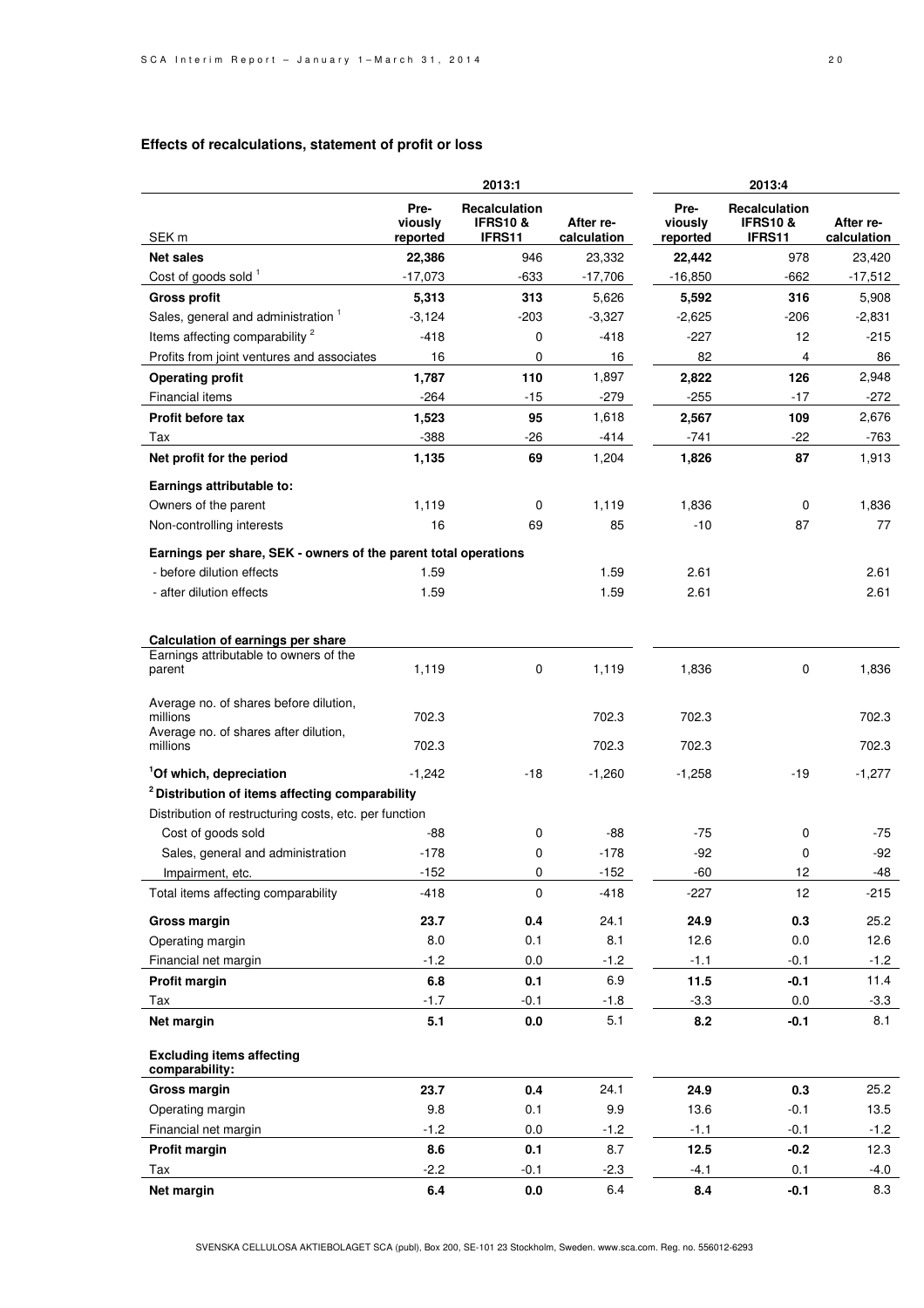## Effects of recalculations, statement of profit or loss

| SEK m | 2013:1 Pre-viously reported | 2013:1 Recalculation IFRS10 & IFRS11 | 2013:1 After re-calculation | 2013:4 Pre-viously reported | 2013:4 Recalculation IFRS10 & IFRS11 | 2013:4 After re-calculation |
|---|---|---|---|---|---|---|
| **Net sales** | **22,386** | 946 | 23,332 | **22,442** | 978 | 23,420 |
| Cost of goods sold [1] | -17,073 | -633 | -17,706 | -16,850 | -662 | -17,512 |
| **Gross profit** | **5,313** | **313** | 5,626 | **5,592** | **316** | 5,908 |
| Sales, general and administration [1] | -3,124 | -203 | -3,327 | -2,625 | -206 | -2,831 |
| Items affecting comparability [2] | -418 | 0 | -418 | -227 | 12 | -215 |
| Profits from joint ventures and associates | 16 | 0 | 16 | 82 | 4 | 86 |
| **Operating profit** | **1,787** | **110** | 1,897 | **2,822** | **126** | 2,948 |
| Financial items | -264 | -15 | -279 | -255 | -17 | -272 |
| **Profit before tax** | **1,523** | **95** | 1,618 | **2,567** | **109** | 2,676 |
| Tax | -388 | -26 | -414 | -741 | -22 | -763 |
| **Net profit for the period** | **1,135** | **69** | 1,204 | **1,826** | **87** | 1,913 |
| **Earnings attributable to:** | | | | | | |
| Owners of the parent | 1,119 | 0 | 1,119 | 1,836 | 0 | 1,836 |
| Non-controlling interests | 16 | 69 | 85 | -10 | 87 | 77 |
| **Earnings per share, SEK - owners of the parent total operations** | | | | | | |
| - before dilution effects | 1.59 | | 1.59 | 2.61 | | 2.61 |
| - after dilution effects | 1.59 | | 1.59 | 2.61 | | 2.61 |
| **Calculation of earnings per share** | | | | | | |
| Earnings attributable to owners of the parent | 1,119 | 0 | 1,119 | 1,836 | 0 | 1,836 |
| Average no. of shares before dilution, millions | 702.3 | | 702.3 | 702.3 | | 702.3 |
| Average no. of shares after dilution, millions | 702.3 | | 702.3 | 702.3 | | 702.3 |
| **[1] Of which, depreciation** | -1,242 | -18 | -1,260 | -1,258 | -19 | -1,277 |
| **[2] Distribution of items affecting comparability** | | | | | | |
| Distribution of restructuring costs, etc. per function | | | | | | |
| Cost of goods sold | -88 | 0 | -88 | -75 | 0 | -75 |
| Sales, general and administration | -178 | 0 | -178 | -92 | 0 | -92 |
| Impairment, etc. | -152 | 0 | -152 | -60 | 12 | -48 |
| Total items affecting comparability | -418 | 0 | -418 | -227 | 12 | -215 |
| **Gross margin** | **23.7** | **0.4** | 24.1 | **24.9** | **0.3** | 25.2 |
| Operating margin | 8.0 | 0.1 | 8.1 | 12.6 | 0.0 | 12.6 |
| Financial net margin | -1.2 | 0.0 | -1.2 | -1.1 | -0.1 | -1.2 |
| **Profit margin** | **6.8** | **0.1** | 6.9 | **11.5** | **-0.1** | 11.4 |
| Tax | -1.7 | -0.1 | -1.8 | -3.3 | 0.0 | -3.3 |
| **Net margin** | **5.1** | **0.0** | 5.1 | **8.2** | **-0.1** | 8.1 |
| **Excluding items affecting comparability:** | | | | | | |
| **Gross margin** | **23.7** | **0.4** | 24.1 | **24.9** | **0.3** | 25.2 |
| Operating margin | 9.8 | 0.1 | 9.9 | 13.6 | -0.1 | 13.5 |
| Financial net margin | -1.2 | 0.0 | -1.2 | -1.1 | -0.1 | -1.2 |
| **Profit margin** | **8.6** | **0.1** | 8.7 | **12.5** | **-0.2** | 12.3 |
| Tax | -2.2 | -0.1 | -2.3 | -4.1 | 0.1 | -4.0 |
| **Net margin** | **6.4** | **0.0** | 6.4 | **8.4** | **-0.1** | 8.3 |

SVENSKA CELLULOSA AKTIEBOLAGET SCA (publ), Box 200, SE-101 23 Stockholm, Sweden. www.sca.com. Reg. no. 556012-6293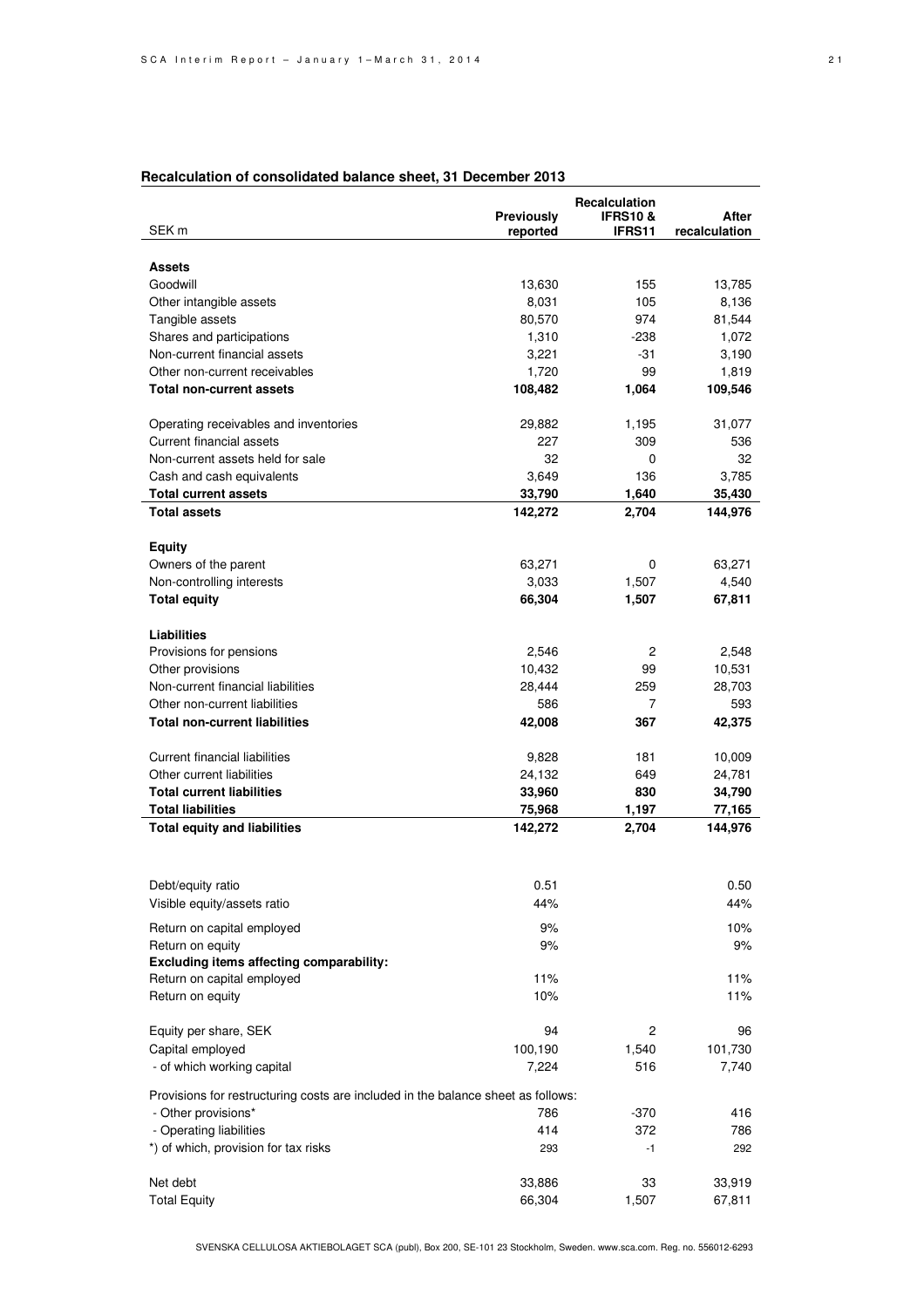## Recalculation of consolidated balance sheet, 31 December 2013

| SEK m | Previously reported | Recalculation IFRS10 & IFRS11 | After recalculation |
|---|---|---|---|
| **Assets** | | | |
| Goodwill | 13,630 | 155 | 13,785 |
| Other intangible assets | 8,031 | 105 | 8,136 |
| Tangible assets | 80,570 | 974 | 81,544 |
| Shares and participations | 1,310 | -238 | 1,072 |
| Non-current financial assets | 3,221 | -31 | 3,190 |
| Other non-current receivables | 1,720 | 99 | 1,819 |
| **Total non-current assets** | **108,482** | **1,064** | **109,546** |
| Operating receivables and inventories | 29,882 | 1,195 | 31,077 |
| Current financial assets | 227 | 309 | 536 |
| Non-current assets held for sale | 32 | 0 | 32 |
| Cash and cash equivalents | 3,649 | 136 | 3,785 |
| **Total current assets** | **33,790** | **1,640** | **35,430** |
| **Total assets** | **142,272** | **2,704** | **144,976** |
| **Equity** | | | |
| Owners of the parent | 63,271 | 0 | 63,271 |
| Non-controlling interests | 3,033 | 1,507 | 4,540 |
| **Total equity** | **66,304** | **1,507** | **67,811** |
| **Liabilities** | | | |
| Provisions for pensions | 2,546 | 2 | 2,548 |
| Other provisions | 10,432 | 99 | 10,531 |
| Non-current financial liabilities | 28,444 | 259 | 28,703 |
| Other non-current liabilities | 586 | 7 | 593 |
| **Total non-current liabilities** | **42,008** | **367** | **42,375** |
| Current financial liabilities | 9,828 | 181 | 10,009 |
| Other current liabilities | 24,132 | 649 | 24,781 |
| **Total current liabilities** | **33,960** | **830** | **34,790** |
| **Total liabilities** | **75,968** | **1,197** | **77,165** |
| **Total equity and liabilities** | **142,272** | **2,704** | **144,976** |
| Debt/equity ratio | 0.51 | | 0.50 |
| Visible equity/assets ratio | 44% | | 44% |
| Return on capital employed | 9% | | 10% |
| Return on equity | 9% | | 9% |
| **Excluding items affecting comparability:** | | | |
| Return on capital employed | 11% | | 11% |
| Return on equity | 10% | | 11% |
| Equity per share, SEK | 94 | 2 | 96 |
| Capital employed | 100,190 | 1,540 | 101,730 |
| - of which working capital | 7,224 | 516 | 7,740 |
| Provisions for restructuring costs are included in the balance sheet as follows: | | | |
| - Other provisions* | 786 | -370 | 416 |
| - Operating liabilities | 414 | 372 | 786 |
| *) of which, provision for tax risks | 293 | -1 | 292 |
| Net debt | 33,886 | 33 | 33,919 |
| Total Equity | 66,304 | 1,507 | 67,811 |

SVENSKA CELLULOSA AKTIEBOLAGET SCA (publ), Box 200, SE-101 23 Stockholm, Sweden. www.sca.com. Reg. no. 556012-6293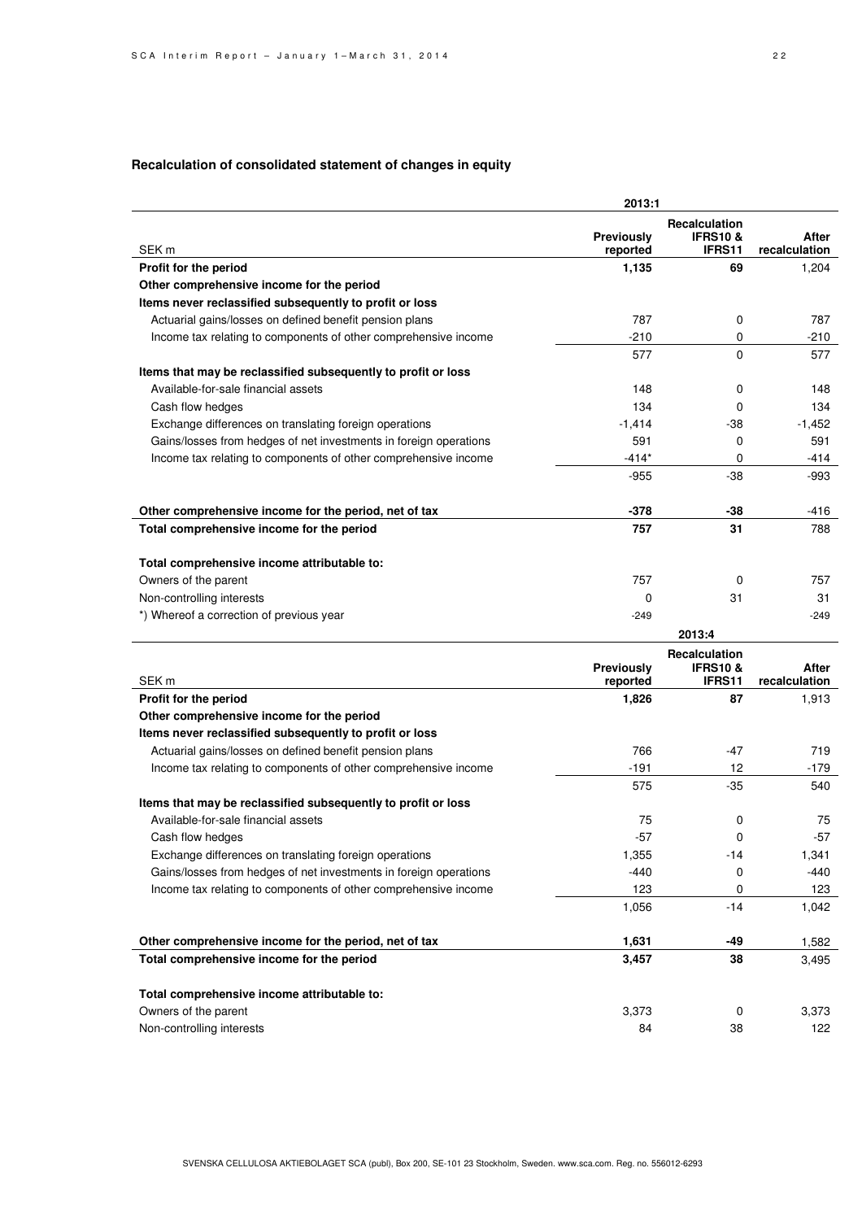## Recalculation of consolidated statement of changes in equity

| SEK m | 2013:1 Previously reported | Recalculation IFRS10 & IFRS11 | After recalculation |
|---|---|---|---|
| **Profit for the period** | **1,135** | **69** | 1,204 |
| **Other comprehensive income for the period** | | | |
| **Items never reclassified subsequently to profit or loss** | | | |
| Actuarial gains/losses on defined benefit pension plans | 787 | 0 | 787 |
| Income tax relating to components of other comprehensive income | -210 | 0 | -210 |
| | 577 | 0 | 577 |
| **Items that may be reclassified subsequently to profit or loss** | | | |
| Available-for-sale financial assets | 148 | 0 | 148 |
| Cash flow hedges | 134 | 0 | 134 |
| Exchange differences on translating foreign operations | -1,414 | -38 | -1,452 |
| Gains/losses from hedges of net investments in foreign operations | 591 | 0 | 591 |
| Income tax relating to components of other comprehensive income | -414* | 0 | -414 |
| | -955 | -38 | -993 |
| **Other comprehensive income for the period, net of tax** | **-378** | **-38** | -416 |
| **Total comprehensive income for the period** | **757** | **31** | 788 |
| **Total comprehensive income attributable to:** | | | |
| Owners of the parent | 757 | 0 | 757 |
| Non-controlling interests | 0 | 31 | 31 |
| *) Whereof a correction of previous year | -249 | | -249 |

| SEK m | 2013:4 Previously reported | Recalculation IFRS10 & IFRS11 | After recalculation |
|---|---|---|---|
| **Profit for the period** | **1,826** | **87** | 1,913 |
| **Other comprehensive income for the period** | | | |
| **Items never reclassified subsequently to profit or loss** | | | |
| Actuarial gains/losses on defined benefit pension plans | 766 | -47 | 719 |
| Income tax relating to components of other comprehensive income | -191 | 12 | -179 |
| | 575 | -35 | 540 |
| **Items that may be reclassified subsequently to profit or loss** | | | |
| Available-for-sale financial assets | 75 | 0 | 75 |
| Cash flow hedges | -57 | 0 | -57 |
| Exchange differences on translating foreign operations | 1,355 | -14 | 1,341 |
| Gains/losses from hedges of net investments in foreign operations | -440 | 0 | -440 |
| Income tax relating to components of other comprehensive income | 123 | 0 | 123 |
| | 1,056 | -14 | 1,042 |
| **Other comprehensive income for the period, net of tax** | **1,631** | **-49** | 1,582 |
| **Total comprehensive income for the period** | **3,457** | **38** | 3,495 |
| **Total comprehensive income attributable to:** | | | |
| Owners of the parent | 3,373 | 0 | 3,373 |
| Non-controlling interests | 84 | 38 | 122 |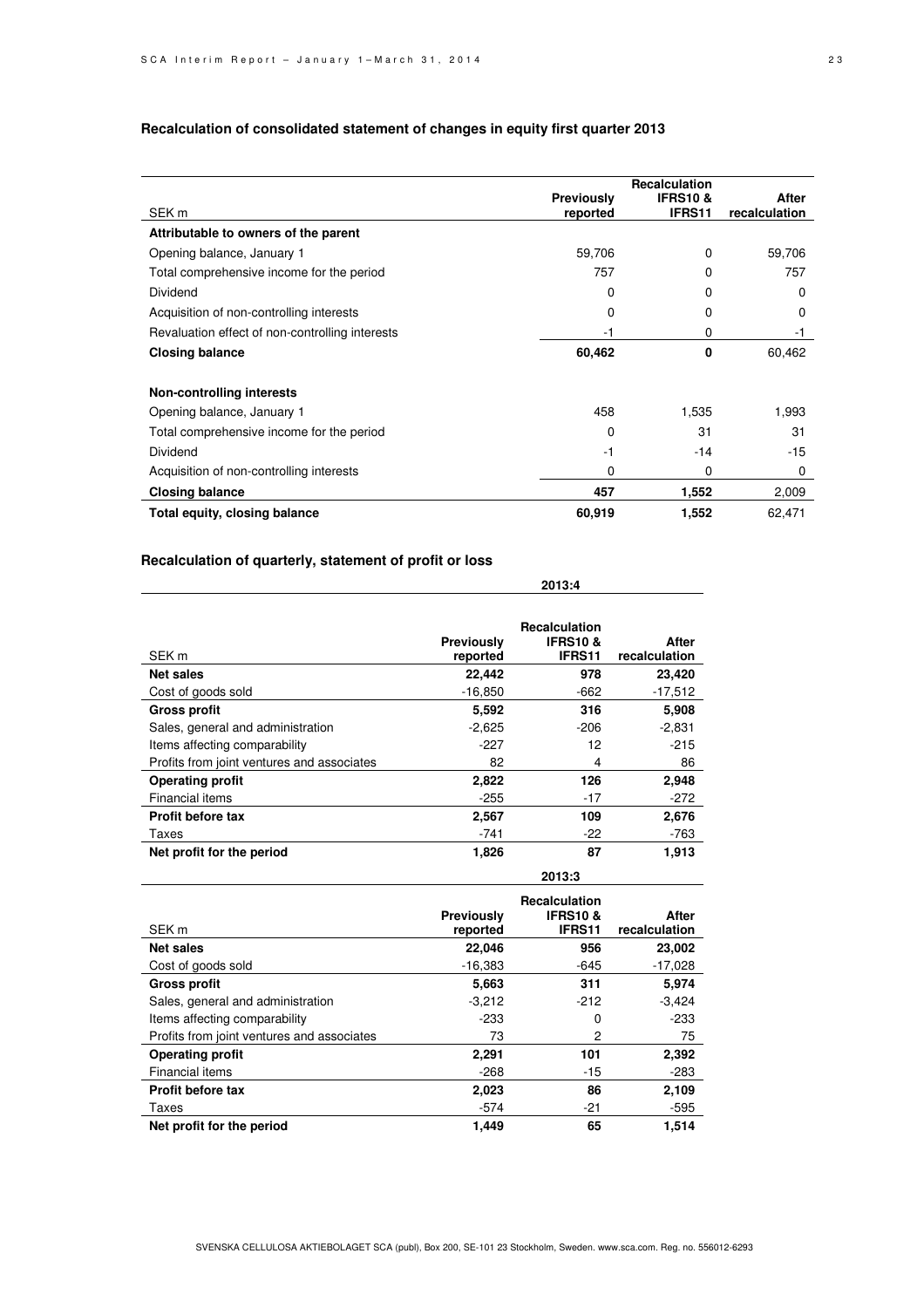### Recalculation of consolidated statement of changes in equity first quarter 2013

| SEK m | Previously reported | Recalculation IFRS10 & IFRS11 | After recalculation |
|---|---|---|---|
| **Attributable to owners of the parent** | | | |
| Opening balance, January 1 | 59,706 | 0 | 59,706 |
| Total comprehensive income for the period | 757 | 0 | 757 |
| Dividend | 0 | 0 | 0 |
| Acquisition of non-controlling interests | 0 | 0 | 0 |
| Revaluation effect of non-controlling interests | -1 | 0 | -1 |
| **Closing balance** | **60,462** | **0** | 60,462 |
| | | | |
| **Non-controlling interests** | | | |
| Opening balance, January 1 | 458 | 1,535 | 1,993 |
| Total comprehensive income for the period | 0 | 31 | 31 |
| Dividend | -1 | -14 | -15 |
| Acquisition of non-controlling interests | 0 | 0 | 0 |
| **Closing balance** | **457** | **1,552** | 2,009 |
| **Total equity, closing balance** | **60,919** | **1,552** | 62,471 |

### Recalculation of quarterly, statement of profit or loss

**2013:4**

| SEK m | Previously reported | Recalculation IFRS10 & IFRS11 | After recalculation |
|---|---|---|---|
| **Net sales** | **22,442** | **978** | **23,420** |
| Cost of goods sold | -16,850 | -662 | -17,512 |
| **Gross profit** | **5,592** | **316** | **5,908** |
| Sales, general and administration | -2,625 | -206 | -2,831 |
| Items affecting comparability | -227 | 12 | -215 |
| Profits from joint ventures and associates | 82 | 4 | 86 |
| **Operating profit** | **2,822** | **126** | **2,948** |
| Financial items | -255 | -17 | -272 |
| **Profit before tax** | **2,567** | **109** | **2,676** |
| Taxes | -741 | -22 | -763 |
| **Net profit for the period** | **1,826** | **87** | **1,913** |

**2013:3**

| SEK m | Previously reported | Recalculation IFRS10 & IFRS11 | After recalculation |
|---|---|---|---|
| **Net sales** | **22,046** | **956** | **23,002** |
| Cost of goods sold | -16,383 | -645 | -17,028 |
| **Gross profit** | **5,663** | **311** | **5,974** |
| Sales, general and administration | -3,212 | -212 | -3,424 |
| Items affecting comparability | -233 | 0 | -233 |
| Profits from joint ventures and associates | 73 | 2 | 75 |
| **Operating profit** | **2,291** | **101** | **2,392** |
| Financial items | -268 | -15 | -283 |
| **Profit before tax** | **2,023** | **86** | **2,109** |
| Taxes | -574 | -21 | -595 |
| **Net profit for the period** | **1,449** | **65** | **1,514** |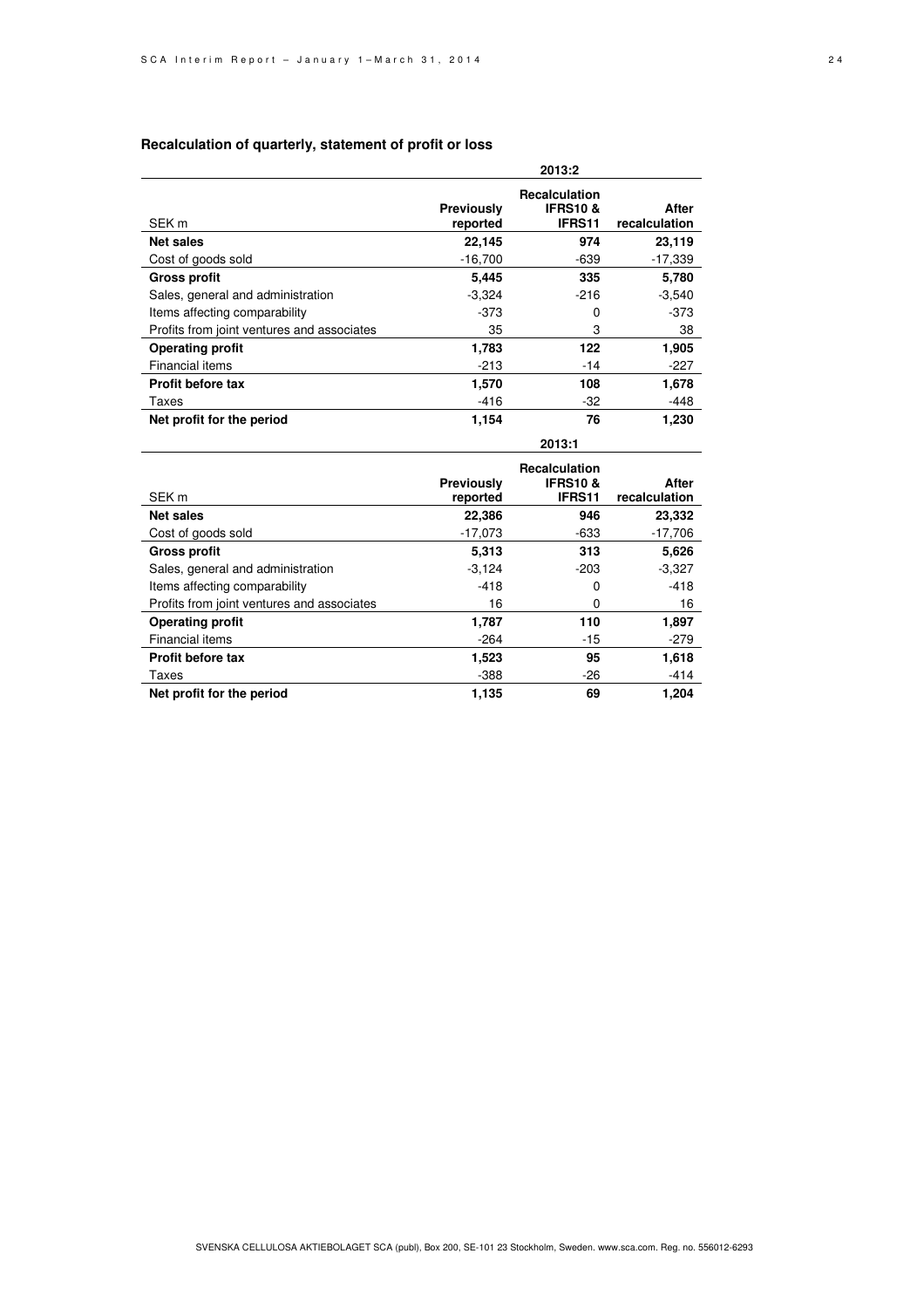## Recalculation of quarterly, statement of profit or loss

| | 2013:2 | | |
|---|---|---|---|
| SEK m | Previously reported | Recalculation IFRS10 & IFRS11 | After recalculation |
| **Net sales** | **22,145** | **974** | **23,119** |
| Cost of goods sold | -16,700 | -639 | -17,339 |
| **Gross profit** | **5,445** | **335** | **5,780** |
| Sales, general and administration | -3,324 | -216 | -3,540 |
| Items affecting comparability | -373 | 0 | -373 |
| Profits from joint ventures and associates | 35 | 3 | 38 |
| **Operating profit** | **1,783** | **122** | **1,905** |
| Financial items | -213 | -14 | -227 |
| **Profit before tax** | **1,570** | **108** | **1,678** |
| Taxes | -416 | -32 | -448 |
| **Net profit for the period** | **1,154** | **76** | **1,230** |

| | 2013:1 | | |
|---|---|---|---|
| SEK m | Previously reported | Recalculation IFRS10 & IFRS11 | After recalculation |
| **Net sales** | **22,386** | **946** | **23,332** |
| Cost of goods sold | -17,073 | -633 | -17,706 |
| **Gross profit** | **5,313** | **313** | **5,626** |
| Sales, general and administration | -3,124 | -203 | -3,327 |
| Items affecting comparability | -418 | 0 | -418 |
| Profits from joint ventures and associates | 16 | 0 | 16 |
| **Operating profit** | **1,787** | **110** | **1,897** |
| Financial items | -264 | -15 | -279 |
| **Profit before tax** | **1,523** | **95** | **1,618** |
| Taxes | -388 | -26 | -414 |
| **Net profit for the period** | **1,135** | **69** | **1,204** |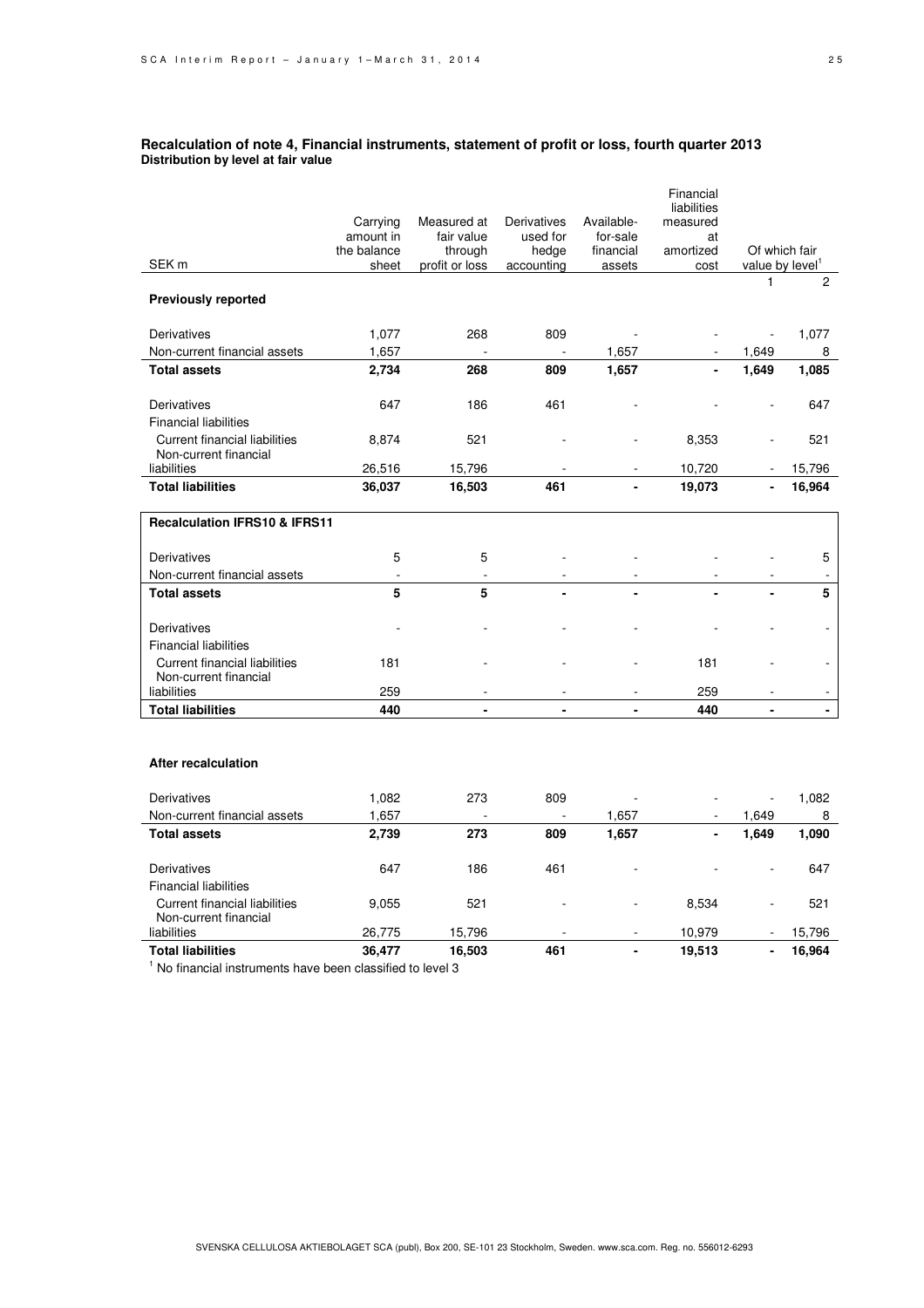**Recalculation of note 4, Financial instruments, statement of profit or loss, fourth quarter 2013**
**Distribution by level at fair value**

| SEK m | Carrying amount in the balance sheet | Measured at fair value through profit or loss | Derivatives used for hedge accounting | Available-for-sale financial assets | Financial liabilities measured at amortized cost | Of which fair value by level[1] 1 | 2 |
|---|---|---|---|---|---|---|---|
| **Previously reported** | | | | | | | |
| Derivatives | 1,077 | 268 | 809 | - | - | - | 1,077 |
| Non-current financial assets | 1,657 | - | - | 1,657 | - | 1,649 | 8 |
| **Total assets** | **2,734** | **268** | **809** | **1,657** | **-** | **1,649** | **1,085** |
| Derivatives | 647 | 186 | 461 | - | - | - | 647 |
| Financial liabilities | | | | | | | |
| Current financial liabilities | 8,874 | 521 | - | - | 8,353 | - | 521 |
| Non-current financial liabilities | 26,516 | 15,796 | - | - | 10,720 | - | 15,796 |
| **Total liabilities** | **36,037** | **16,503** | **461** | **-** | **19,073** | **-** | **16,964** |
| **Recalculation IFRS10 & IFRS11** | | | | | | | |
| Derivatives | 5 | 5 | - | - | - | - | 5 |
| Non-current financial assets | - | - | - | - | - | - | - |
| **Total assets** | **5** | **5** | **-** | **-** | **-** | **-** | **5** |
| Derivatives | - | - | - | - | - | - | - |
| Financial liabilities | | | | | | | |
| Current financial liabilities | 181 | - | - | - | 181 | - | - |
| Non-current financial liabilities | 259 | - | - | - | 259 | - | - |
| **Total liabilities** | **440** | **-** | **-** | **-** | **440** | **-** | **-** |
| **After recalculation** | | | | | | | |
| Derivatives | 1,082 | 273 | 809 | - | - | - | 1,082 |
| Non-current financial assets | 1,657 | - | - | 1,657 | - | 1,649 | 8 |
| **Total assets** | **2,739** | **273** | **809** | **1,657** | **-** | **1,649** | **1,090** |
| Derivatives | 647 | 186 | 461 | - | - | - | 647 |
| Financial liabilities | | | | | | | |
| Current financial liabilities | 9,055 | 521 | - | - | 8,534 | - | 521 |
| Non-current financial liabilities | 26,775 | 15,796 | - | - | 10,979 | - | 15,796 |
| **Total liabilities** | **36,477** | **16,503** | **461** | **-** | **19,513** | **-** | **16,964** |

[1] No financial instruments have been classified to level 3

SVENSKA CELLULOSA AKTIEBOLAGET SCA (publ), Box 200, SE-101 23 Stockholm, Sweden. www.sca.com. Reg. no. 556012-6293